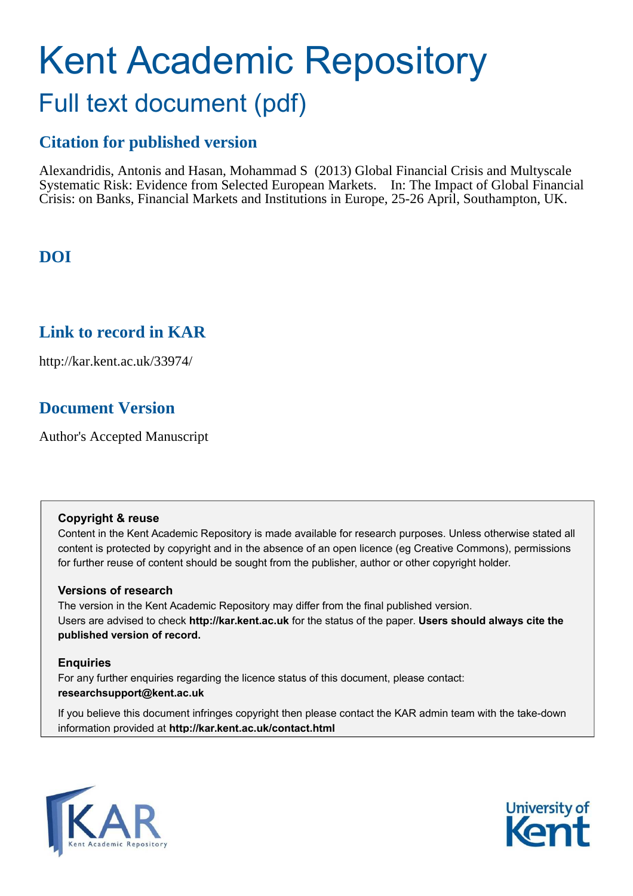# Kent Academic Repository

## Full text document (pdf)

### Citation for published version

Alexandridis, Antonis and Hasan, Mohammad S (2013) Global Financial Crisis and Multyscale Systematic Risk: Evidence from Selected European Markets. In: The Impact of Global Financial Crisis: on Banks, Financial Markets and Institutions in Europe, 25-26 April, Southampton, UK.

### DOI

### Link to record in KAR

http://kar.kent.ac.uk/33974/

### Document Version

Author's Accepted Manuscript

**Copyright & reuse**

Content in the Kent Academic Repository is made available for research purposes. Unless otherwise stated all content is protected by copyright and in the absence of an open licence (eg Creative Commons), permissions for further reuse of content should be sought from the publisher, author or other copyright holder.

**Versions of research**

The version in the Kent Academic Repository may differ from the final published version. Users are advised to check **http://kar.kent.ac.uk** for the status of the paper. **Users should always cite the published version of record.**

**Enquiries**

For any further enquiries regarding the licence status of this document, please contact: **researchsupport@kent.ac.uk**

If you believe this document infringes copyright then please contact the KAR admin team with the take-down information provided at **http://kar.kent.ac.uk/contact.html**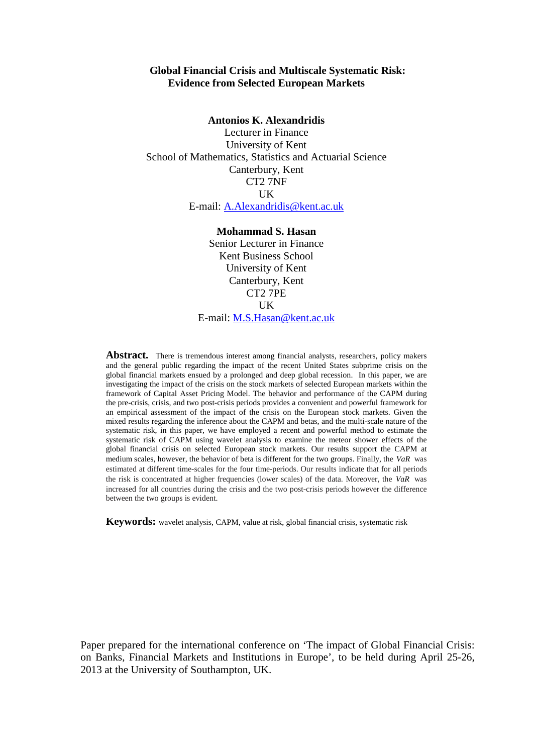# Global Financial Crisis and Multiscale Systematic Risk: Evidence from Selected European Markets

**Antonios K. Alexandridis**
Lecturer in Finance
University of Kent
School of Mathematics, Statistics and Actuarial Science
Canterbury, Kent
CT2 7NF
UK
E-mail: A.Alexandridis@kent.ac.uk

**Mohammad S. Hasan**
Senior Lecturer in Finance
Kent Business School
University of Kent
Canterbury, Kent
CT2 7PE
UK
E-mail: M.S.Hasan@kent.ac.uk

**Abstract.** There is tremendous interest among financial analysts, researchers, policy makers and the general public regarding the impact of the recent United States subprime crisis on the global financial markets ensued by a prolonged and deep global recession. In this paper, we are investigating the impact of the crisis on the stock markets of selected European markets within the framework of Capital Asset Pricing Model. The behavior and performance of the CAPM during the pre-crisis, crisis, and two post-crisis periods provides a convenient and powerful framework for an empirical assessment of the impact of the crisis on the European stock markets. Given the mixed results regarding the inference about the CAPM and betas, and the multi-scale nature of the systematic risk, in this paper, we have employed a recent and powerful method to estimate the systematic risk of CAPM using wavelet analysis to examine the meteor shower effects of the global financial crisis on selected European stock markets. Our results support the CAPM at medium scales, however, the behavior of beta is different for the two groups. Finally, the $VaR$ was estimated at different time-scales for the four time-periods. Our results indicate that for all periods the risk is concentrated at higher frequencies (lower scales) of the data. Moreover, the $VaR$ was increased for all countries during the crisis and the two post-crisis periods however the difference between the two groups is evident.

**Keywords:** wavelet analysis, CAPM, value at risk, global financial crisis, systematic risk

Paper prepared for the international conference on 'The impact of Global Financial Crisis: on Banks, Financial Markets and Institutions in Europe', to be held during April 25-26, 2013 at the University of Southampton, UK.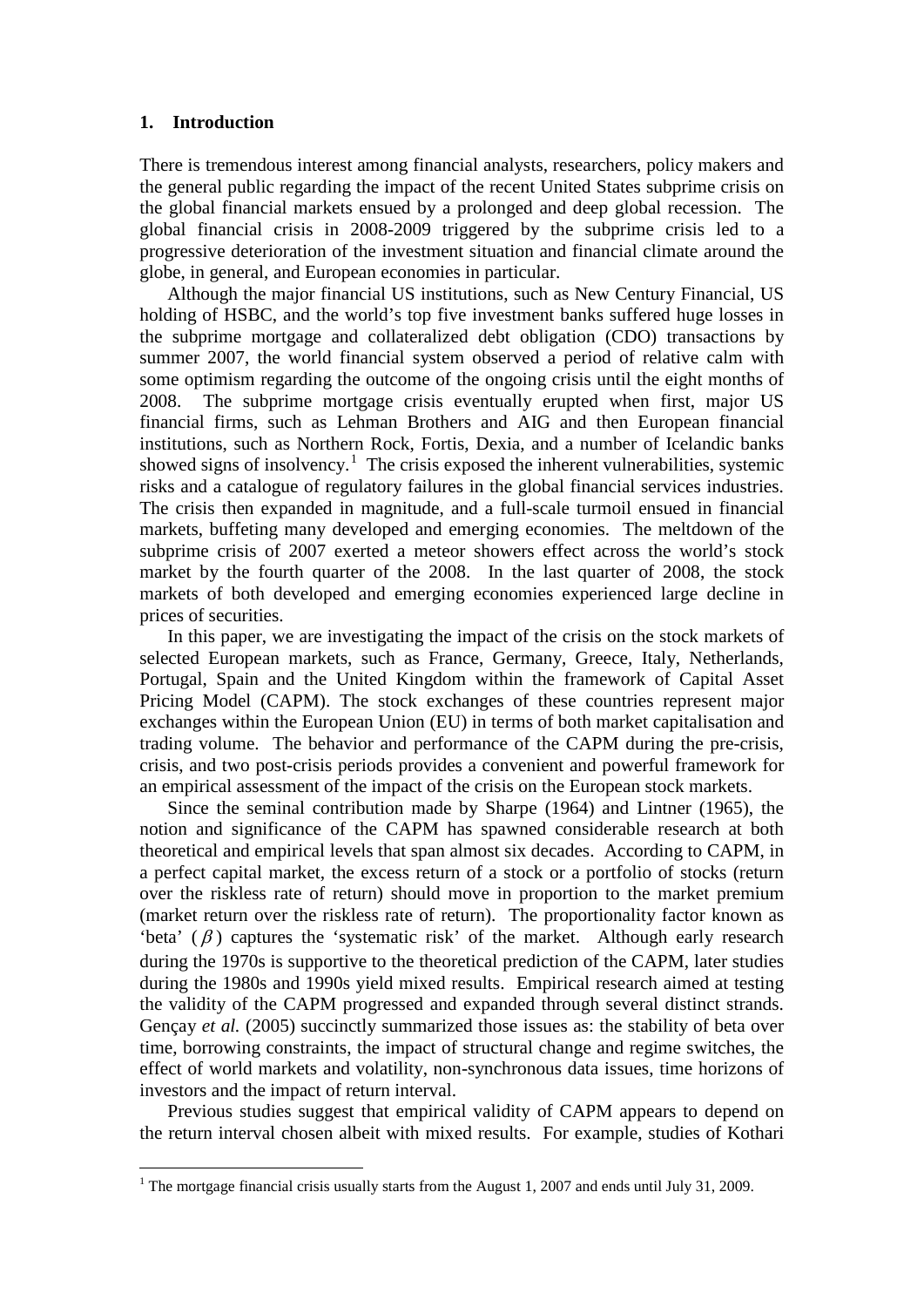## 1. Introduction

There is tremendous interest among financial analysts, researchers, policy makers and the general public regarding the impact of the recent United States subprime crisis on the global financial markets ensued by a prolonged and deep global recession. The global financial crisis in 2008-2009 triggered by the subprime crisis led to a progressive deterioration of the investment situation and financial climate around the globe, in general, and European economies in particular.

Although the major financial US institutions, such as New Century Financial, US holding of HSBC, and the world's top five investment banks suffered huge losses in the subprime mortgage and collateralized debt obligation (CDO) transactions by summer 2007, the world financial system observed a period of relative calm with some optimism regarding the outcome of the ongoing crisis until the eight months of 2008. The subprime mortgage crisis eventually erupted when first, major US financial firms, such as Lehman Brothers and AIG and then European financial institutions, such as Northern Rock, Fortis, Dexia, and a number of Icelandic banks showed signs of insolvency.[1] The crisis exposed the inherent vulnerabilities, systemic risks and a catalogue of regulatory failures in the global financial services industries. The crisis then expanded in magnitude, and a full-scale turmoil ensued in financial markets, buffeting many developed and emerging economies. The meltdown of the subprime crisis of 2007 exerted a meteor showers effect across the world's stock market by the fourth quarter of the 2008. In the last quarter of 2008, the stock markets of both developed and emerging economies experienced large decline in prices of securities.

In this paper, we are investigating the impact of the crisis on the stock markets of selected European markets, such as France, Germany, Greece, Italy, Netherlands, Portugal, Spain and the United Kingdom within the framework of Capital Asset Pricing Model (CAPM). The stock exchanges of these countries represent major exchanges within the European Union (EU) in terms of both market capitalisation and trading volume. The behavior and performance of the CAPM during the pre-crisis, crisis, and two post-crisis periods provides a convenient and powerful framework for an empirical assessment of the impact of the crisis on the European stock markets.

Since the seminal contribution made by Sharpe (1964) and Lintner (1965), the notion and significance of the CAPM has spawned considerable research at both theoretical and empirical levels that span almost six decades. According to CAPM, in a perfect capital market, the excess return of a stock or a portfolio of stocks (return over the riskless rate of return) should move in proportion to the market premium (market return over the riskless rate of return). The proportionality factor known as 'beta' ($\beta$) captures the 'systematic risk' of the market. Although early research during the 1970s is supportive to the theoretical prediction of the CAPM, later studies during the 1980s and 1990s yield mixed results. Empirical research aimed at testing the validity of the CAPM progressed and expanded through several distinct strands. Gençay *et al.* (2005) succinctly summarized those issues as: the stability of beta over time, borrowing constraints, the impact of structural change and regime switches, the effect of world markets and volatility, non-synchronous data issues, time horizons of investors and the impact of return interval.

Previous studies suggest that empirical validity of CAPM appears to depend on the return interval chosen albeit with mixed results. For example, studies of Kothari

[1] The mortgage financial crisis usually starts from the August 1, 2007 and ends until July 31, 2009.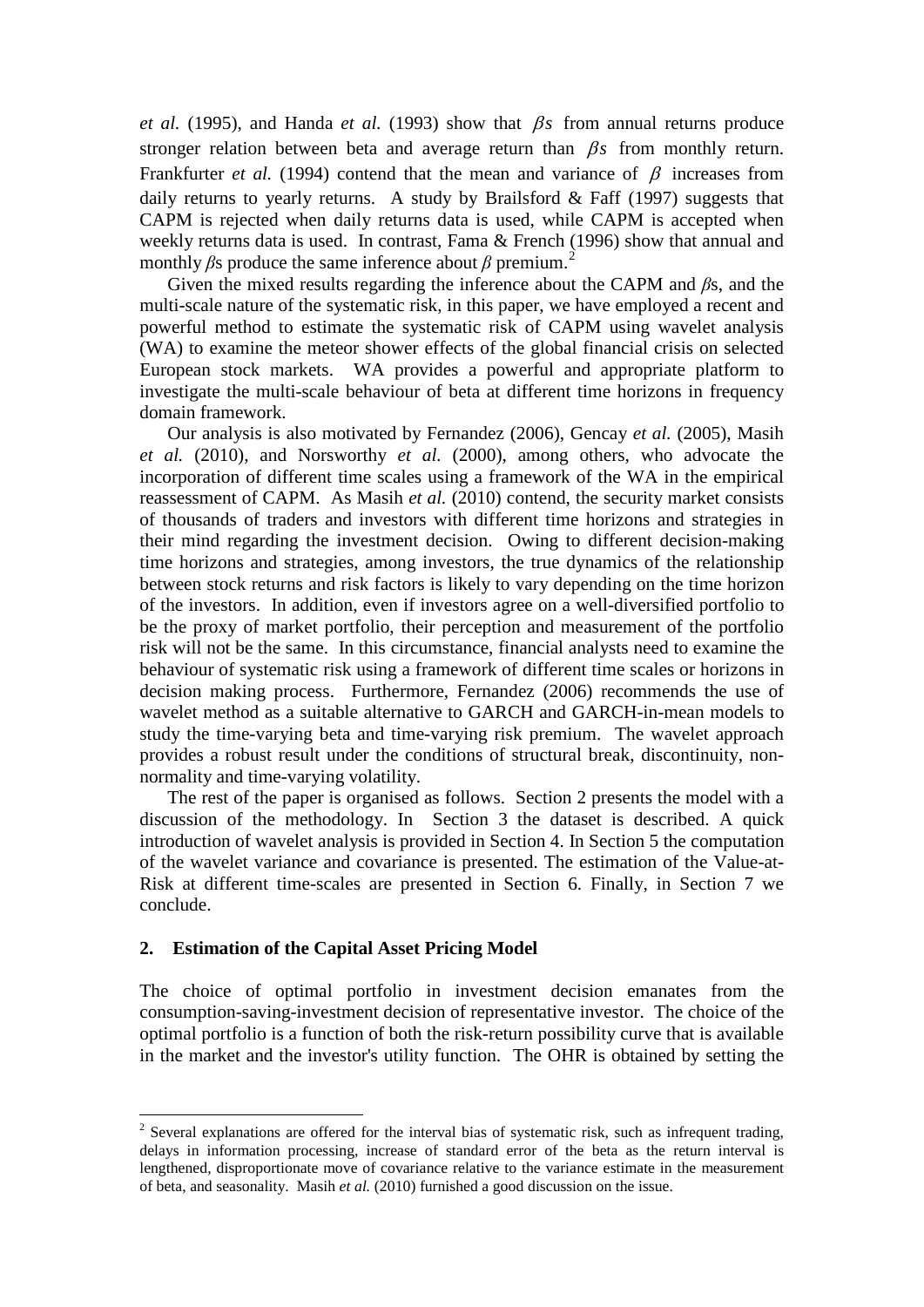*et al.* (1995), and Handa *et al.* (1993) show that $\beta s$ from annual returns produce stronger relation between beta and average return than $\beta s$ from monthly return. Frankfurter *et al.* (1994) contend that the mean and variance of $\beta$ increases from daily returns to yearly returns. A study by Brailsford & Faff (1997) suggests that CAPM is rejected when daily returns data is used, while CAPM is accepted when weekly returns data is used. In contrast, Fama & French (1996) show that annual and monthly $\beta$s produce the same inference about $\beta$ premium.[2]

Given the mixed results regarding the inference about the CAPM and $\beta$s, and the multi-scale nature of the systematic risk, in this paper, we have employed a recent and powerful method to estimate the systematic risk of CAPM using wavelet analysis (WA) to examine the meteor shower effects of the global financial crisis on selected European stock markets. WA provides a powerful and appropriate platform to investigate the multi-scale behaviour of beta at different time horizons in frequency domain framework.

Our analysis is also motivated by Fernandez (2006), Gencay *et al.* (2005), Masih *et al.* (2010), and Norsworthy *et al.* (2000), among others, who advocate the incorporation of different time scales using a framework of the WA in the empirical reassessment of CAPM. As Masih *et al.* (2010) contend, the security market consists of thousands of traders and investors with different time horizons and strategies in their mind regarding the investment decision. Owing to different decision-making time horizons and strategies, among investors, the true dynamics of the relationship between stock returns and risk factors is likely to vary depending on the time horizon of the investors. In addition, even if investors agree on a well-diversified portfolio to be the proxy of market portfolio, their perception and measurement of the portfolio risk will not be the same. In this circumstance, financial analysts need to examine the behaviour of systematic risk using a framework of different time scales or horizons in decision making process. Furthermore, Fernandez (2006) recommends the use of wavelet method as a suitable alternative to GARCH and GARCH-in-mean models to study the time-varying beta and time-varying risk premium. The wavelet approach provides a robust result under the conditions of structural break, discontinuity, non-normality and time-varying volatility.

The rest of the paper is organised as follows. Section 2 presents the model with a discussion of the methodology. In Section 3 the dataset is described. A quick introduction of wavelet analysis is provided in Section 4. In Section 5 the computation of the wavelet variance and covariance is presented. The estimation of the Value-at-Risk at different time-scales are presented in Section 6. Finally, in Section 7 we conclude.

## 2. Estimation of the Capital Asset Pricing Model

The choice of optimal portfolio in investment decision emanates from the consumption-saving-investment decision of representative investor. The choice of the optimal portfolio is a function of both the risk-return possibility curve that is available in the market and the investor's utility function. The OHR is obtained by setting the

---

[2] Several explanations are offered for the interval bias of systematic risk, such as infrequent trading, delays in information processing, increase of standard error of the beta as the return interval is lengthened, disproportionate move of covariance relative to the variance estimate in the measurement of beta, and seasonality. Masih *et al.* (2010) furnished a good discussion on the issue.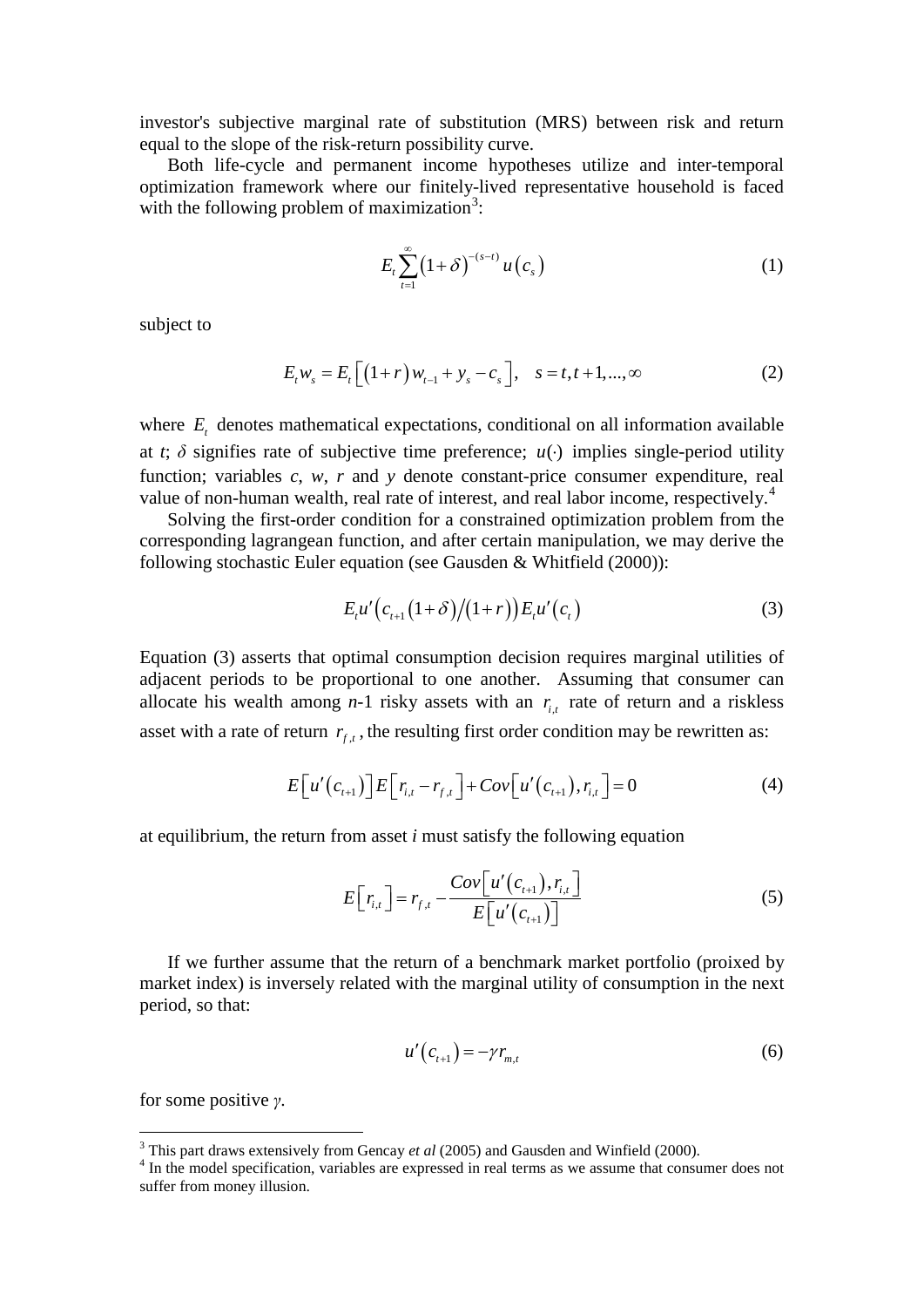investor's subjective marginal rate of substitution (MRS) between risk and return equal to the slope of the risk-return possibility curve.

Both life-cycle and permanent income hypotheses utilize and inter-temporal optimization framework where our finitely-lived representative household is faced with the following problem of maximization[3]:

$$E_t \sum_{t=1}^{\infty} (1+\delta)^{-(s-t)} u(c_s) \tag{1}$$

subject to

$$E_t w_s = E_t\left[(1+r) w_{t-1} + y_s - c_s\right], \quad s = t, t+1, ..., \infty \tag{2}$$

where $E_t$ denotes mathematical expectations, conditional on all information available at *t*; $\delta$ signifies rate of subjective time preference; $u(\cdot)$ implies single-period utility function; variables *c*, *w*, *r* and *y* denote constant-price consumer expenditure, real value of non-human wealth, real rate of interest, and real labor income, respectively.[4]

Solving the first-order condition for a constrained optimization problem from the corresponding lagrangean function, and after certain manipulation, we may derive the following stochastic Euler equation (see Gausden & Whitfield (2000)):

$$E_t u'\left(c_{t+1}(1+\delta)/(1+r)\right) E_t u'(c_t) \tag{3}$$

Equation (3) asserts that optimal consumption decision requires marginal utilities of adjacent periods to be proportional to one another. Assuming that consumer can allocate his wealth among *n*-1 risky assets with an $r_{i,t}$ rate of return and a riskless asset with a rate of return $r_{f,t}$, the resulting first order condition may be rewritten as:

$$E\left[u'(c_{t+1})\right] E\left[r_{i,t} - r_{f,t}\right] + Cov\left[u'(c_{t+1}), r_{i,t}\right] = 0 \tag{4}$$

at equilibrium, the return from asset *i* must satisfy the following equation

$$E\left[r_{i,t}\right] = r_{f,t} - \frac{Cov\left[u'(c_{t+1}), r_{i,t}\right]}{E\left[u'(c_{t+1})\right]} \tag{5}$$

If we further assume that the return of a benchmark market portfolio (proixed by market index) is inversely related with the marginal utility of consumption in the next period, so that:

$$u'(c_{t+1}) = -\gamma r_{m,t} \tag{6}$$

for some positive $\gamma$.

---

[3] This part draws extensively from Gencay *et al* (2005) and Gausden and Winfield (2000).

[4] In the model specification, variables are expressed in real terms as we assume that consumer does not suffer from money illusion.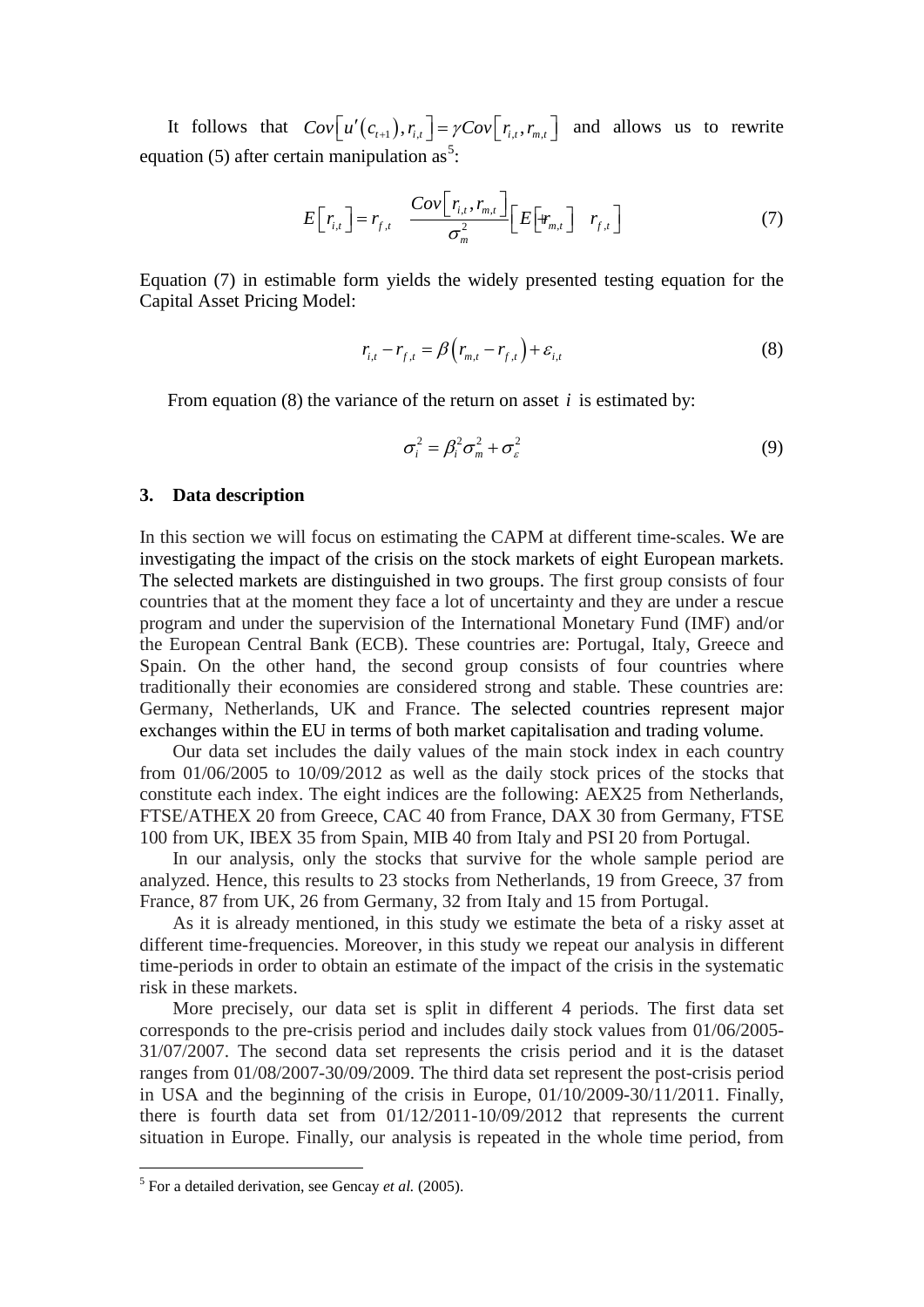It follows that $Cov\left[u'(c_{t+1}), r_{i,t}\right] = \gamma Cov\left[r_{i,t}, r_{m,t}\right]$ and allows us to rewrite equation (5) after certain manipulation as[5]:

$$E\left[r_{i,t}\right] = r_{f,t} \quad \frac{Cov\left[r_{i,t}, r_{m,t}\right]}{\sigma_m^2}\left[E\left[r_{m,t}\right] \quad r_{f,t}\right] \tag{7}$$

Equation (7) in estimable form yields the widely presented testing equation for the Capital Asset Pricing Model:

$$r_{i,t} - r_{f,t} = \beta\left(r_{m,t} - r_{f,t}\right) + \varepsilon_{i,t} \tag{8}$$

From equation (8) the variance of the return on asset $i$ is estimated by:

$$\sigma_i^2 = \beta_i^2 \sigma_m^2 + \sigma_\varepsilon^2 \tag{9}$$

## 3. Data description

In this section we will focus on estimating the CAPM at different time-scales. We are investigating the impact of the crisis on the stock markets of eight European markets. The selected markets are distinguished in two groups. The first group consists of four countries that at the moment they face a lot of uncertainty and they are under a rescue program and under the supervision of the International Monetary Fund (IMF) and/or the European Central Bank (ECB). These countries are: Portugal, Italy, Greece and Spain. On the other hand, the second group consists of four countries where traditionally their economies are considered strong and stable. These countries are: Germany, Netherlands, UK and France. The selected countries represent major exchanges within the EU in terms of both market capitalisation and trading volume.

Our data set includes the daily values of the main stock index in each country from 01/06/2005 to 10/09/2012 as well as the daily stock prices of the stocks that constitute each index. The eight indices are the following: AEX25 from Netherlands, FTSE/ATHEX 20 from Greece, CAC 40 from France, DAX 30 from Germany, FTSE 100 from UK, IBEX 35 from Spain, MIB 40 from Italy and PSI 20 from Portugal.

In our analysis, only the stocks that survive for the whole sample period are analyzed. Hence, this results to 23 stocks from Netherlands, 19 from Greece, 37 from France, 87 from UK, 26 from Germany, 32 from Italy and 15 from Portugal.

As it is already mentioned, in this study we estimate the beta of a risky asset at different time-frequencies. Moreover, in this study we repeat our analysis in different time-periods in order to obtain an estimate of the impact of the crisis in the systematic risk in these markets.

More precisely, our data set is split in different 4 periods. The first data set corresponds to the pre-crisis period and includes daily stock values from 01/06/2005-31/07/2007. The second data set represents the crisis period and it is the dataset ranges from 01/08/2007-30/09/2009. The third data set represent the post-crisis period in USA and the beginning of the crisis in Europe, 01/10/2009-30/11/2011. Finally, there is fourth data set from 01/12/2011-10/09/2012 that represents the current situation in Europe. Finally, our analysis is repeated in the whole time period, from

[5] For a detailed derivation, see Gencay *et al.* (2005).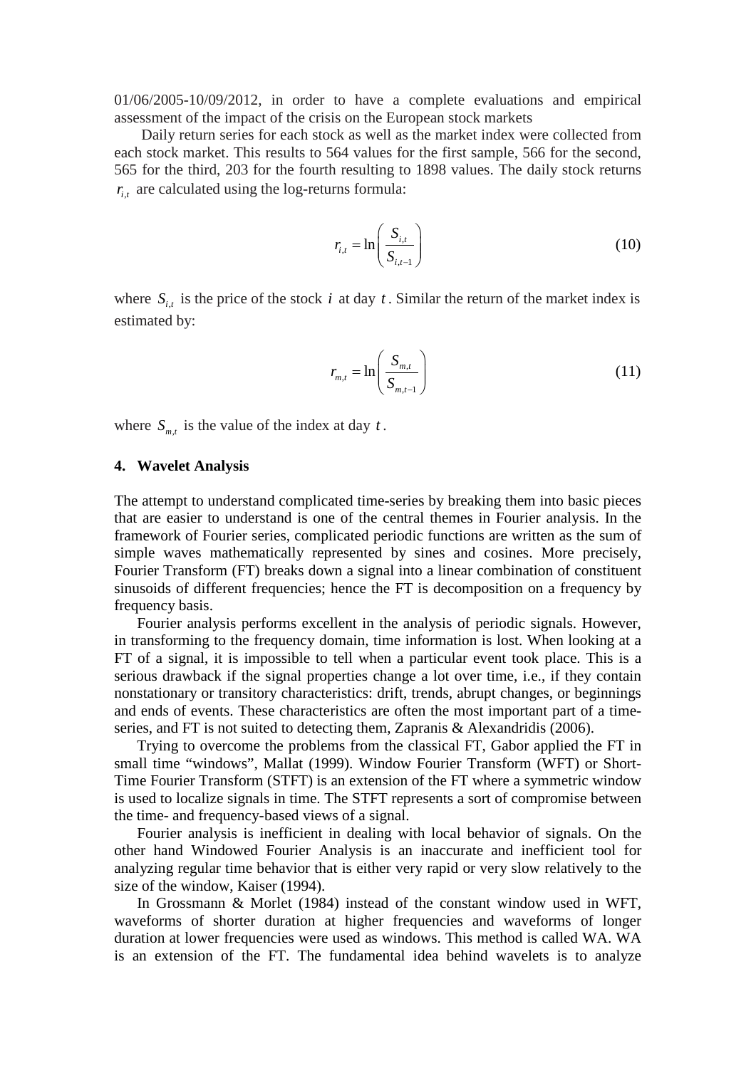01/06/2005-10/09/2012, in order to have a complete evaluations and empirical assessment of the impact of the crisis on the European stock markets

Daily return series for each stock as well as the market index were collected from each stock market. This results to 564 values for the first sample, 566 for the second, 565 for the third, 203 for the fourth resulting to 1898 values. The daily stock returns $r_{i,t}$ are calculated using the log-returns formula:

$$r_{i,t} = \ln\left(\frac{S_{i,t}}{S_{i,t-1}}\right) \tag{10}$$

where $S_{i,t}$ is the price of the stock $i$ at day $t$. Similar the return of the market index is estimated by:

$$r_{m,t} = \ln\left(\frac{S_{m,t}}{S_{m,t-1}}\right) \tag{11}$$

where $S_{m,t}$ is the value of the index at day $t$.

## 4. Wavelet Analysis

The attempt to understand complicated time-series by breaking them into basic pieces that are easier to understand is one of the central themes in Fourier analysis. In the framework of Fourier series, complicated periodic functions are written as the sum of simple waves mathematically represented by sines and cosines. More precisely, Fourier Transform (FT) breaks down a signal into a linear combination of constituent sinusoids of different frequencies; hence the FT is decomposition on a frequency by frequency basis.

Fourier analysis performs excellent in the analysis of periodic signals. However, in transforming to the frequency domain, time information is lost. When looking at a FT of a signal, it is impossible to tell when a particular event took place. This is a serious drawback if the signal properties change a lot over time, i.e., if they contain nonstationary or transitory characteristics: drift, trends, abrupt changes, or beginnings and ends of events. These characteristics are often the most important part of a time-series, and FT is not suited to detecting them, Zapranis & Alexandridis (2006).

Trying to overcome the problems from the classical FT, Gabor applied the FT in small time "windows", Mallat (1999). Window Fourier Transform (WFT) or Short-Time Fourier Transform (STFT) is an extension of the FT where a symmetric window is used to localize signals in time. The STFT represents a sort of compromise between the time- and frequency-based views of a signal.

Fourier analysis is inefficient in dealing with local behavior of signals. On the other hand Windowed Fourier Analysis is an inaccurate and inefficient tool for analyzing regular time behavior that is either very rapid or very slow relatively to the size of the window, Kaiser (1994).

In Grossmann & Morlet (1984) instead of the constant window used in WFT, waveforms of shorter duration at higher frequencies and waveforms of longer duration at lower frequencies were used as windows. This method is called WA. WA is an extension of the FT. The fundamental idea behind wavelets is to analyze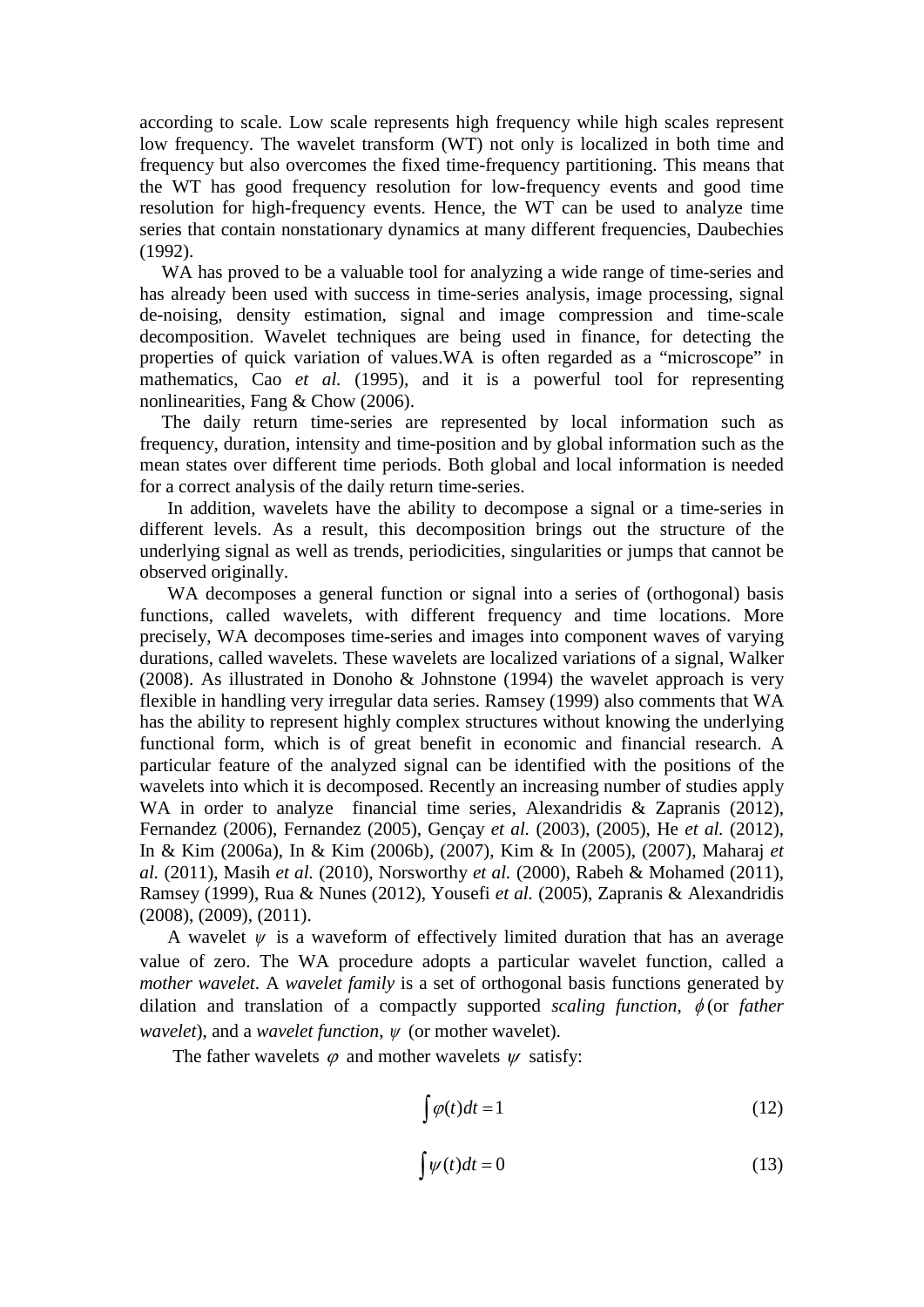according to scale. Low scale represents high frequency while high scales represent low frequency. The wavelet transform (WT) not only is localized in both time and frequency but also overcomes the fixed time-frequency partitioning. This means that the WT has good frequency resolution for low-frequency events and good time resolution for high-frequency events. Hence, the WT can be used to analyze time series that contain nonstationary dynamics at many different frequencies, Daubechies (1992).

WA has proved to be a valuable tool for analyzing a wide range of time-series and has already been used with success in time-series analysis, image processing, signal de-noising, density estimation, signal and image compression and time-scale decomposition. Wavelet techniques are being used in finance, for detecting the properties of quick variation of values.WA is often regarded as a "microscope" in mathematics, Cao *et al.* (1995), and it is a powerful tool for representing nonlinearities, Fang & Chow (2006).

The daily return time-series are represented by local information such as frequency, duration, intensity and time-position and by global information such as the mean states over different time periods. Both global and local information is needed for a correct analysis of the daily return time-series.

In addition, wavelets have the ability to decompose a signal or a time-series in different levels. As a result, this decomposition brings out the structure of the underlying signal as well as trends, periodicities, singularities or jumps that cannot be observed originally.

WA decomposes a general function or signal into a series of (orthogonal) basis functions, called wavelets, with different frequency and time locations. More precisely, WA decomposes time-series and images into component waves of varying durations, called wavelets. These wavelets are localized variations of a signal, Walker (2008). As illustrated in Donoho & Johnstone (1994) the wavelet approach is very flexible in handling very irregular data series. Ramsey (1999) also comments that WA has the ability to represent highly complex structures without knowing the underlying functional form, which is of great benefit in economic and financial research. A particular feature of the analyzed signal can be identified with the positions of the wavelets into which it is decomposed. Recently an increasing number of studies apply WA in order to analyze financial time series, Alexandridis & Zapranis (2012), Fernandez (2006), Fernandez (2005), Gençay *et al.* (2003), (2005), He *et al.* (2012), In & Kim (2006a), In & Kim (2006b), (2007), Kim & In (2005), (2007), Maharaj *et al.* (2011), Masih *et al.* (2010), Norsworthy *et al.* (2000), Rabeh & Mohamed (2011), Ramsey (1999), Rua & Nunes (2012), Yousefi *et al.* (2005), Zapranis & Alexandridis (2008), (2009), (2011).

A wavelet $\psi$ is a waveform of effectively limited duration that has an average value of zero. The WA procedure adopts a particular wavelet function, called a *mother wavelet*. A *wavelet family* is a set of orthogonal basis functions generated by dilation and translation of a compactly supported *scaling function*, $\phi$ (or *father wavelet*), and a *wavelet function*, $\psi$ (or mother wavelet).

The father wavelets $\varphi$ and mother wavelets $\psi$ satisfy:

$$\int \varphi(t)dt = 1 \tag{12}$$

$$\int \psi(t)dt = 0 \tag{13}$$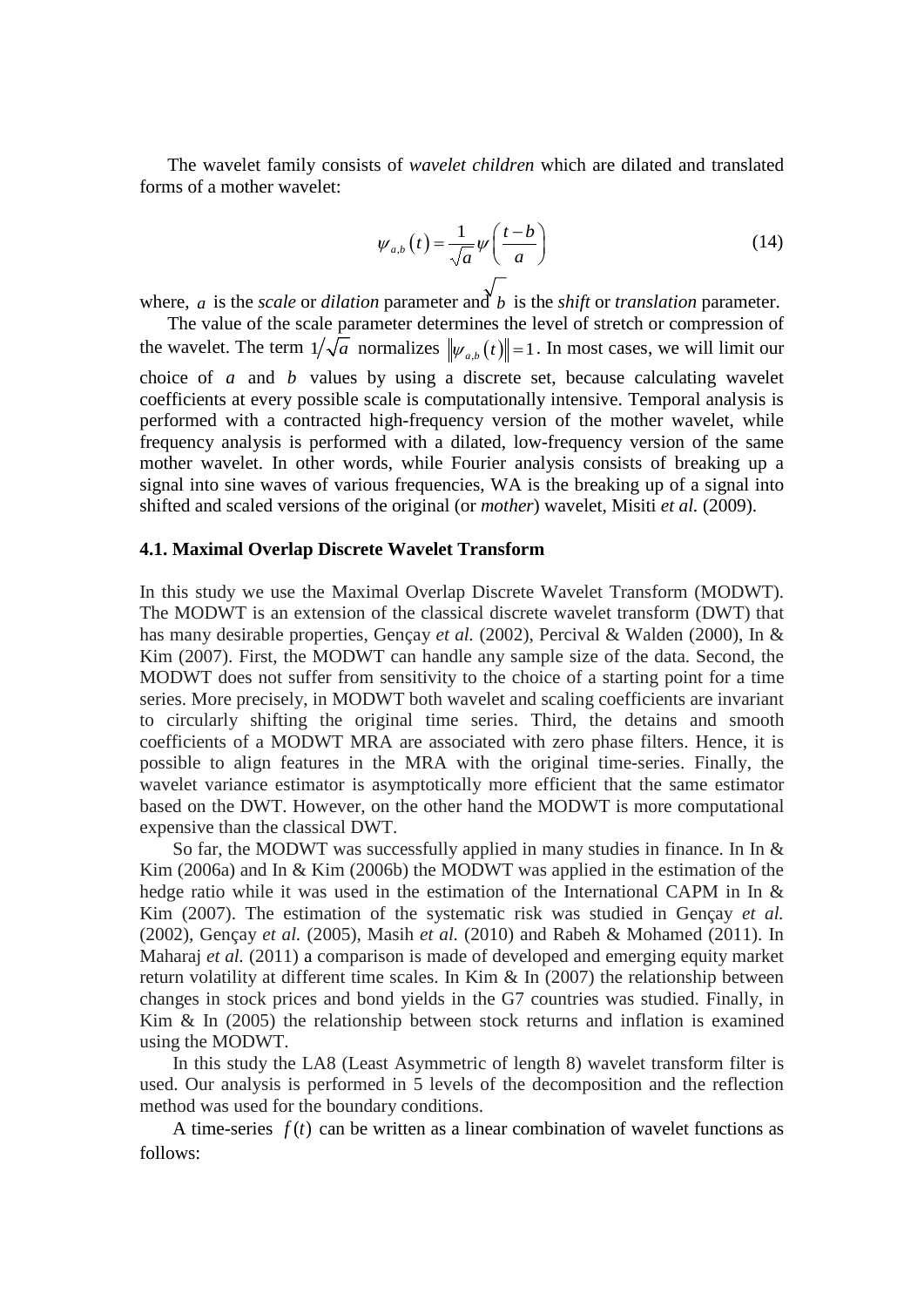The wavelet family consists of *wavelet children* which are dilated and translated forms of a mother wavelet:

$$\psi_{a,b}(t) = \frac{1}{\sqrt{a}} \psi\left(\frac{t-b}{a}\right) \tag{14}$$

where, $a$ is the *scale* or *dilation* parameter and $b$ is the *shift* or *translation* parameter.

The value of the scale parameter determines the level of stretch or compression of the wavelet. The term $1/\sqrt{a}$ normalizes $\|\psi_{a,b}(t)\| = 1$. In most cases, we will limit our choice of $a$ and $b$ values by using a discrete set, because calculating wavelet coefficients at every possible scale is computationally intensive. Temporal analysis is performed with a contracted high-frequency version of the mother wavelet, while frequency analysis is performed with a dilated, low-frequency version of the same mother wavelet. In other words, while Fourier analysis consists of breaking up a signal into sine waves of various frequencies, WA is the breaking up of a signal into shifted and scaled versions of the original (or *mother*) wavelet, Misiti *et al.* (2009).

### 4.1. Maximal Overlap Discrete Wavelet Transform

In this study we use the Maximal Overlap Discrete Wavelet Transform (MODWT). The MODWT is an extension of the classical discrete wavelet transform (DWT) that has many desirable properties, Gençay *et al.* (2002), Percival & Walden (2000), In & Kim (2007). First, the MODWT can handle any sample size of the data. Second, the MODWT does not suffer from sensitivity to the choice of a starting point for a time series. More precisely, in MODWT both wavelet and scaling coefficients are invariant to circularly shifting the original time series. Third, the detains and smooth coefficients of a MODWT MRA are associated with zero phase filters. Hence, it is possible to align features in the MRA with the original time-series. Finally, the wavelet variance estimator is asymptotically more efficient that the same estimator based on the DWT. However, on the other hand the MODWT is more computational expensive than the classical DWT.

So far, the MODWT was successfully applied in many studies in finance. In In & Kim (2006a) and In & Kim (2006b) the MODWT was applied in the estimation of the hedge ratio while it was used in the estimation of the International CAPM in In & Kim (2007). The estimation of the systematic risk was studied in Gençay *et al.* (2002), Gençay *et al.* (2005), Masih *et al.* (2010) and Rabeh & Mohamed (2011). In Maharaj *et al.* (2011) a comparison is made of developed and emerging equity market return volatility at different time scales. In Kim & In (2007) the relationship between changes in stock prices and bond yields in the G7 countries was studied. Finally, in Kim & In (2005) the relationship between stock returns and inflation is examined using the MODWT.

In this study the LA8 (Least Asymmetric of length 8) wavelet transform filter is used. Our analysis is performed in 5 levels of the decomposition and the reflection method was used for the boundary conditions.

A time-series $f(t)$ can be written as a linear combination of wavelet functions as follows: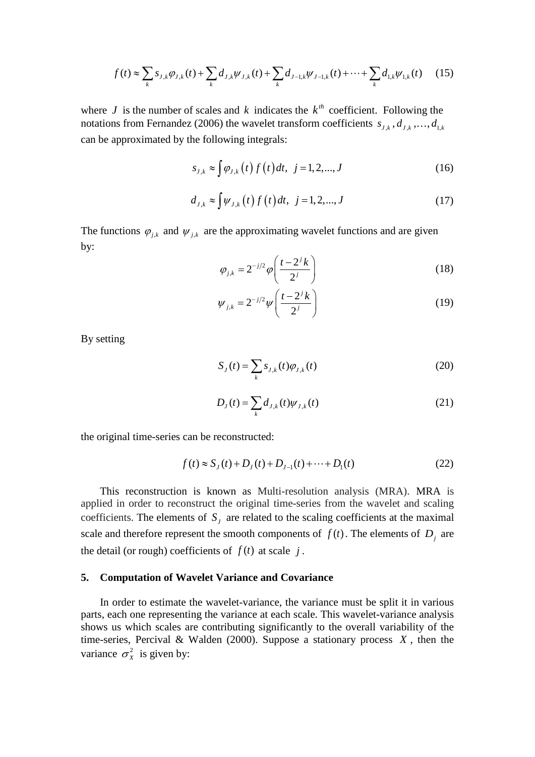$$f(t) \approx \sum_k s_{J,k}\varphi_{J,k}(t) + \sum_k d_{J,k}\psi_{J,k}(t) + \sum_k d_{J-1,k}\psi_{J-1,k}(t) + \cdots + \sum_k d_{1,k}\psi_{1,k}(t) \quad (15)$$

where $J$ is the number of scales and $k$ indicates the $k^{th}$ coefficient. Following the notations from Fernandez (2006) the wavelet transform coefficients $s_{J,k}, d_{J,k}, \ldots, d_{1,k}$ can be approximated by the following integrals:

$$s_{J,k} \approx \int \varphi_{J,k}(t)\, f(t)\, dt, \;\; j = 1, 2, ..., J \quad (16)$$

$$d_{J,k} \approx \int \psi_{J,k}(t)\, f(t)\, dt, \;\; j = 1, 2, ..., J \quad (17)$$

The functions $\varphi_{j,k}$ and $\psi_{j,k}$ are the approximating wavelet functions and are given by:

$$\varphi_{j,k} = 2^{-j/2}\varphi\left(\frac{t - 2^j k}{2^j}\right) \quad (18)$$

$$\psi_{j,k} = 2^{-j/2}\psi\left(\frac{t - 2^j k}{2^j}\right) \quad (19)$$

By setting

$$S_J(t) = \sum_k s_{J,k}(t)\varphi_{J,k}(t) \quad (20)$$

$$D_J(t) = \sum_k d_{J,k}(t)\psi_{J,k}(t) \quad (21)$$

the original time-series can be reconstructed:

$$f(t) \approx S_J(t) + D_J(t) + D_{J-1}(t) + \cdots + D_1(t) \quad (22)$$

This reconstruction is known as Multi-resolution analysis (MRA). MRA is applied in order to reconstruct the original time-series from the wavelet and scaling coefficients. The elements of $S_J$ are related to the scaling coefficients at the maximal scale and therefore represent the smooth components of $f(t)$. The elements of $D_j$ are the detail (or rough) coefficients of $f(t)$ at scale $j$.

## 5. Computation of Wavelet Variance and Covariance

In order to estimate the wavelet-variance, the variance must be split it in various parts, each one representing the variance at each scale. This wavelet-variance analysis shows us which scales are contributing significantly to the overall variability of the time-series, Percival & Walden (2000). Suppose a stationary process $X$, then the variance $\sigma_X^2$ is given by: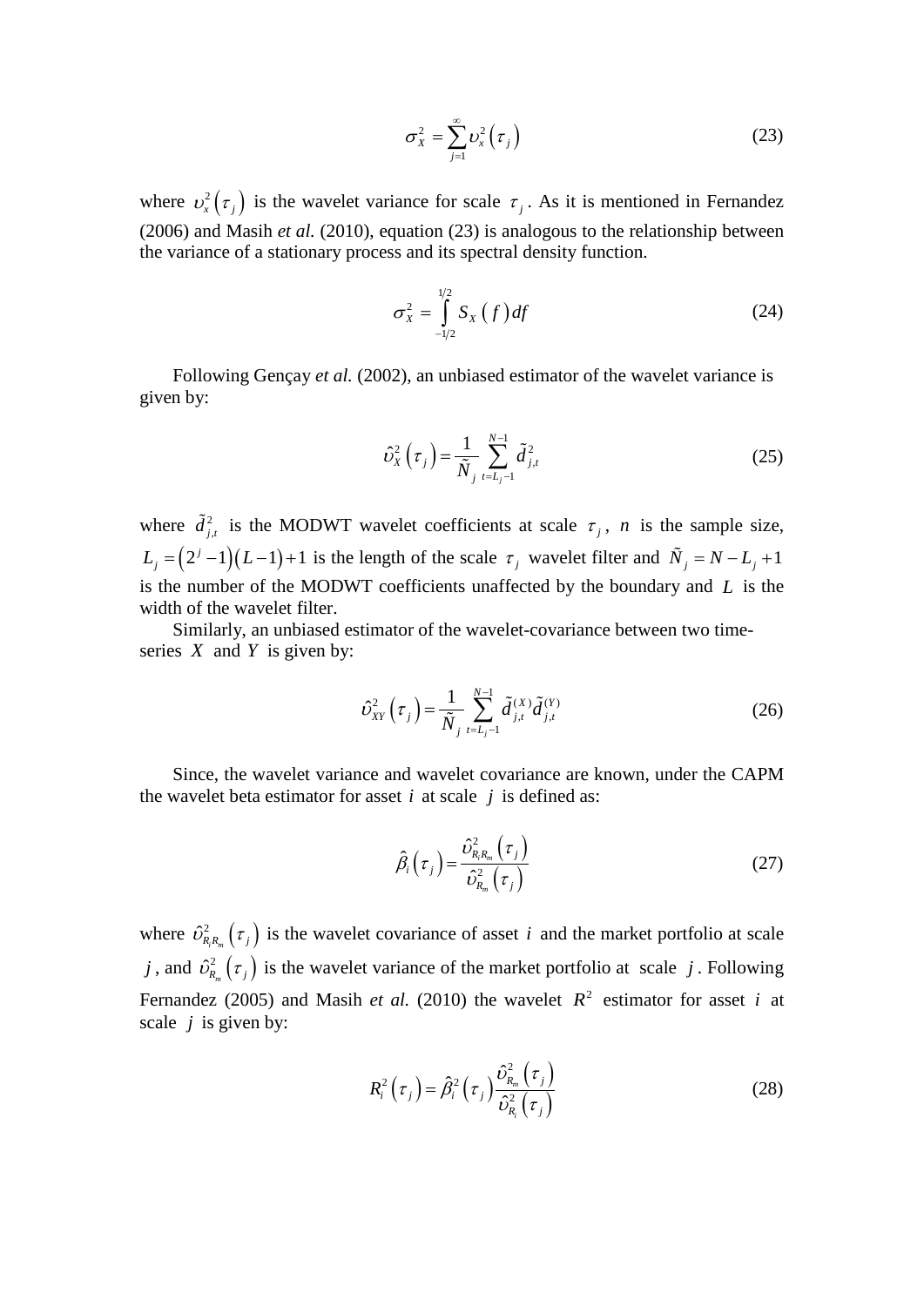$$\sigma_X^2 = \sum_{j=1}^{\infty} \upsilon_x^2\left(\tau_j\right) \tag{23}$$

where $\upsilon_x^2\left(\tau_j\right)$ is the wavelet variance for scale $\tau_j$. As it is mentioned in Fernandez (2006) and Masih *et al.* (2010), equation (23) is analogous to the relationship between the variance of a stationary process and its spectral density function.

$$\sigma_X^2 = \int_{-1/2}^{1/2} S_X\left(f\right) df \tag{24}$$

Following Gençay *et al.* (2002), an unbiased estimator of the wavelet variance is given by:

$$\hat{\upsilon}_X^2\left(\tau_j\right) = \frac{1}{\tilde{N}_j} \sum_{t=L_j-1}^{N-1} \tilde{d}_{j,t}^2 \tag{25}$$

where $\tilde{d}_{j,t}^2$ is the MODWT wavelet coefficients at scale $\tau_j$, $n$ is the sample size, $L_j = \left(2^j - 1\right)\left(L-1\right)+1$ is the length of the scale $\tau_j$ wavelet filter and $\tilde{N}_j = N - L_j + 1$ is the number of the MODWT coefficients unaffected by the boundary and $L$ is the width of the wavelet filter.

Similarly, an unbiased estimator of the wavelet-covariance between two time-series $X$ and $Y$ is given by:

$$\hat{\upsilon}_{XY}^2\left(\tau_j\right) = \frac{1}{\tilde{N}_j} \sum_{t=L_j-1}^{N-1} \tilde{d}_{j,t}^{(X)} \tilde{d}_{j,t}^{(Y)} \tag{26}$$

Since, the wavelet variance and wavelet covariance are known, under the CAPM the wavelet beta estimator for asset $i$ at scale $j$ is defined as:

$$\hat{\beta}_i\left(\tau_j\right) = \frac{\hat{\upsilon}_{R_i R_m}^2\left(\tau_j\right)}{\hat{\upsilon}_{R_m}^2\left(\tau_j\right)} \tag{27}$$

where $\hat{\upsilon}_{R_i R_m}^2\left(\tau_j\right)$ is the wavelet covariance of asset $i$ and the market portfolio at scale $j$, and $\hat{\upsilon}_{R_m}^2\left(\tau_j\right)$ is the wavelet variance of the market portfolio at scale $j$. Following Fernandez (2005) and Masih *et al.* (2010) the wavelet $R^2$ estimator for asset $i$ at scale $j$ is given by:

$$R_i^2\left(\tau_j\right) = \hat{\beta}_i^2\left(\tau_j\right) \frac{\hat{\upsilon}_{R_m}^2\left(\tau_j\right)}{\hat{\upsilon}_{R_i}^2\left(\tau_j\right)} \tag{28}$$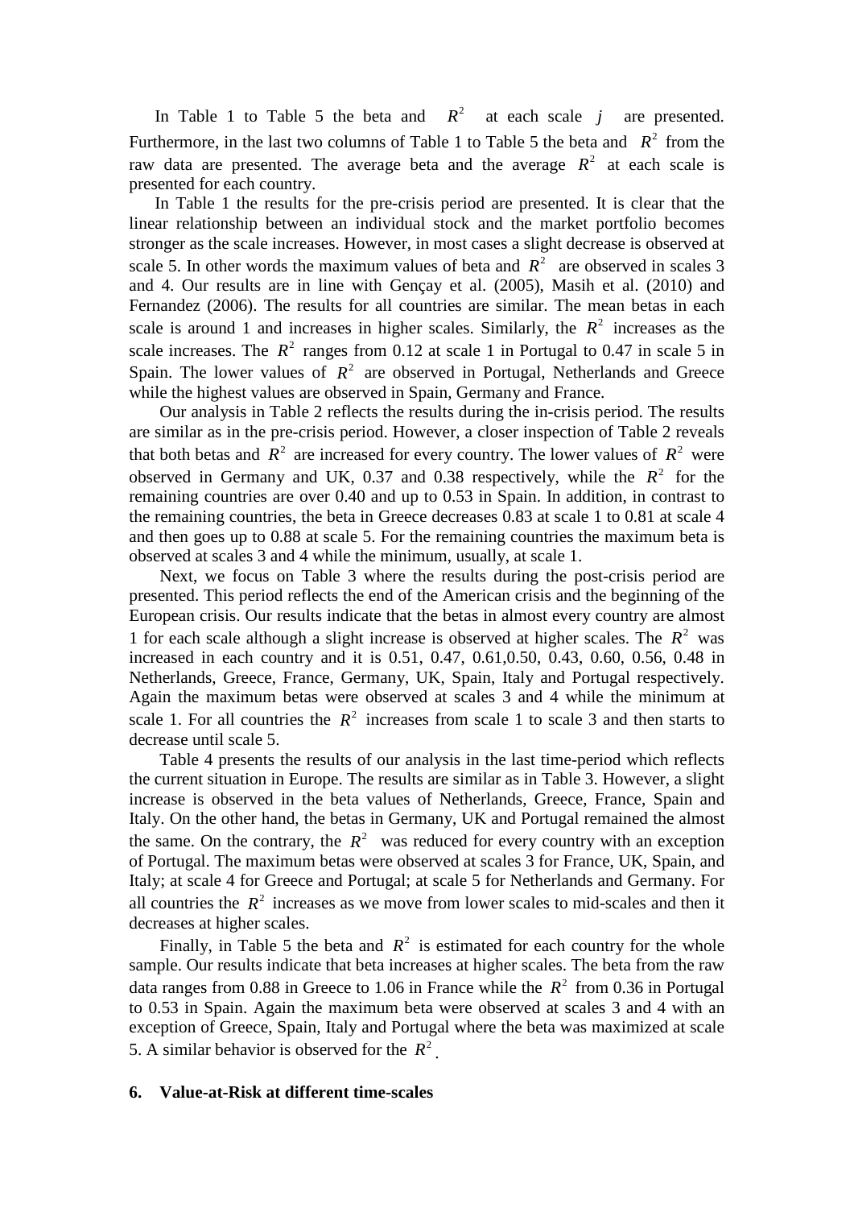In Table 1 to Table 5 the beta and $R^2$ at each scale $j$ are presented. Furthermore, in the last two columns of Table 1 to Table 5 the beta and $R^2$ from the raw data are presented. The average beta and the average $R^2$ at each scale is presented for each country.

In Table 1 the results for the pre-crisis period are presented. It is clear that the linear relationship between an individual stock and the market portfolio becomes stronger as the scale increases. However, in most cases a slight decrease is observed at scale 5. In other words the maximum values of beta and $R^2$ are observed in scales 3 and 4. Our results are in line with Gençay et al. (2005), Masih et al. (2010) and Fernandez (2006). The results for all countries are similar. The mean betas in each scale is around 1 and increases in higher scales. Similarly, the $R^2$ increases as the scale increases. The $R^2$ ranges from 0.12 at scale 1 in Portugal to 0.47 in scale 5 in Spain. The lower values of $R^2$ are observed in Portugal, Netherlands and Greece while the highest values are observed in Spain, Germany and France.

Our analysis in Table 2 reflects the results during the in-crisis period. The results are similar as in the pre-crisis period. However, a closer inspection of Table 2 reveals that both betas and $R^2$ are increased for every country. The lower values of $R^2$ were observed in Germany and UK, 0.37 and 0.38 respectively, while the $R^2$ for the remaining countries are over 0.40 and up to 0.53 in Spain. In addition, in contrast to the remaining countries, the beta in Greece decreases 0.83 at scale 1 to 0.81 at scale 4 and then goes up to 0.88 at scale 5. For the remaining countries the maximum beta is observed at scales 3 and 4 while the minimum, usually, at scale 1.

Next, we focus on Table 3 where the results during the post-crisis period are presented. This period reflects the end of the American crisis and the beginning of the European crisis. Our results indicate that the betas in almost every country are almost 1 for each scale although a slight increase is observed at higher scales. The $R^2$ was increased in each country and it is 0.51, 0.47, 0.61,0.50, 0.43, 0.60, 0.56, 0.48 in Netherlands, Greece, France, Germany, UK, Spain, Italy and Portugal respectively. Again the maximum betas were observed at scales 3 and 4 while the minimum at scale 1. For all countries the $R^2$ increases from scale 1 to scale 3 and then starts to decrease until scale 5.

Table 4 presents the results of our analysis in the last time-period which reflects the current situation in Europe. The results are similar as in Table 3. However, a slight increase is observed in the beta values of Netherlands, Greece, France, Spain and Italy. On the other hand, the betas in Germany, UK and Portugal remained the almost the same. On the contrary, the $R^2$ was reduced for every country with an exception of Portugal. The maximum betas were observed at scales 3 for France, UK, Spain, and Italy; at scale 4 for Greece and Portugal; at scale 5 for Netherlands and Germany. For all countries the $R^2$ increases as we move from lower scales to mid-scales and then it decreases at higher scales.

Finally, in Table 5 the beta and $R^2$ is estimated for each country for the whole sample. Our results indicate that beta increases at higher scales. The beta from the raw data ranges from 0.88 in Greece to 1.06 in France while the $R^2$ from 0.36 in Portugal to 0.53 in Spain. Again the maximum beta were observed at scales 3 and 4 with an exception of Greece, Spain, Italy and Portugal where the beta was maximized at scale 5. A similar behavior is observed for the $R^2$.

## 6. Value-at-Risk at different time-scales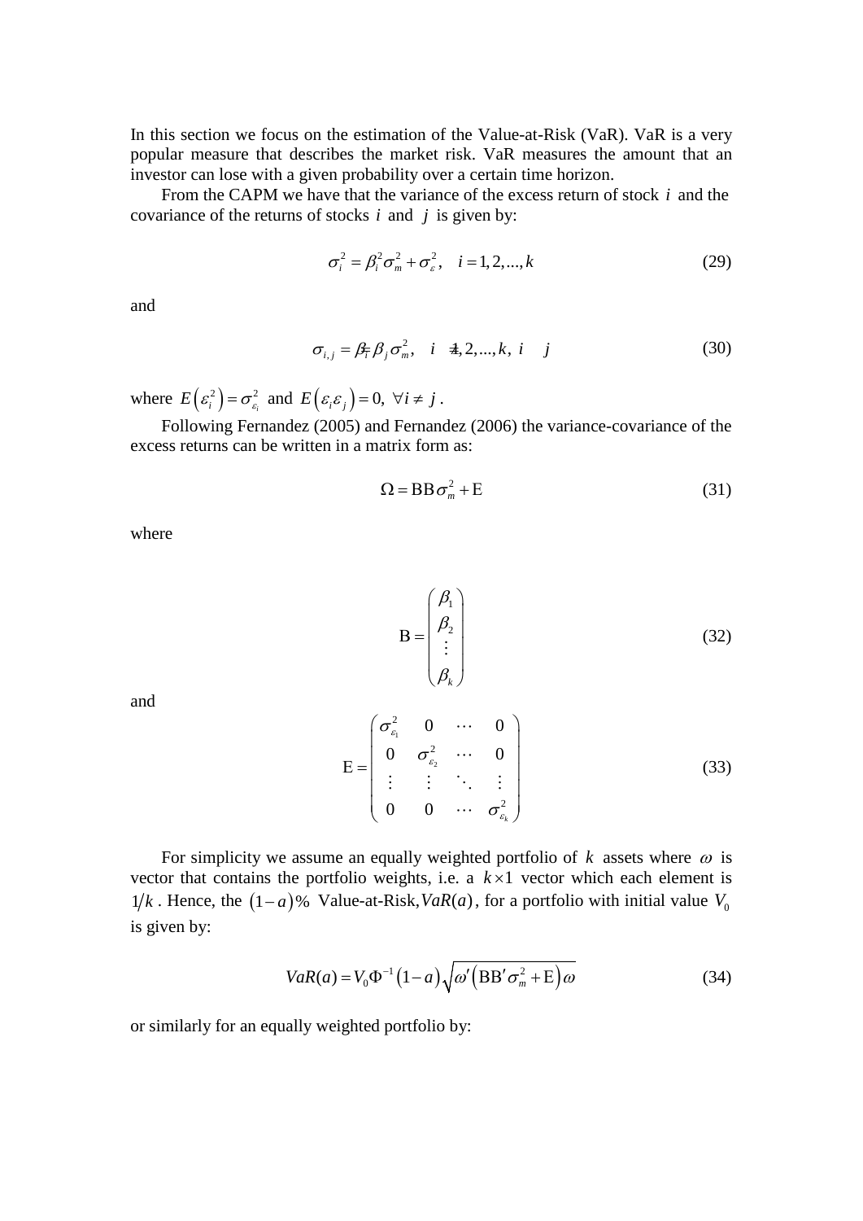In this section we focus on the estimation of the Value-at-Risk (VaR). VaR is a very popular measure that describes the market risk. VaR measures the amount that an investor can lose with a given probability over a certain time horizon.

From the CAPM we have that the variance of the excess return of stock $i$ and the covariance of the returns of stocks $i$ and $j$ is given by:

$$\sigma_i^2 = \beta_i^2 \sigma_m^2 + \sigma_\varepsilon^2, \quad i = 1, 2, ..., k \tag{29}$$

and

$$\sigma_{i,j} = \beta_i \beta_j \sigma_m^2, \quad i = 1, 2, ..., k, \ i \neq j \tag{30}$$

where $E\left(\varepsilon_i^2\right) = \sigma_{\varepsilon_i}^2$ and $E\left(\varepsilon_i \varepsilon_j\right) = 0, \ \forall i \neq j$.

Following Fernandez (2005) and Fernandez (2006) the variance-covariance of the excess returns can be written in a matrix form as:

$$\Omega = \mathrm{BB}\sigma_m^2 + \mathrm{E} \tag{31}$$

where

$$\mathrm{B} = \begin{pmatrix} \beta_1 \\ \beta_2 \\ \vdots \\ \beta_k \end{pmatrix} \tag{32}$$

and

$$\mathrm{E} = \begin{pmatrix} \sigma_{\varepsilon_1}^2 & 0 & \cdots & 0 \\ 0 & \sigma_{\varepsilon_2}^2 & \cdots & 0 \\ \vdots & \vdots & \ddots & \vdots \\ 0 & 0 & \cdots & \sigma_{\varepsilon_k}^2 \end{pmatrix} \tag{33}$$

For simplicity we assume an equally weighted portfolio of $k$ assets where $\omega$ is vector that contains the portfolio weights, i.e. a $k \times 1$ vector which each element is $1/k$. Hence, the $(1-a)\%$ Value-at-Risk, $VaR(a)$, for a portfolio with initial value $V_0$ is given by:

$$VaR(a) = V_0 \Phi^{-1}(1-a)\sqrt{\omega'\left(\mathrm{BB}'\sigma_m^2 + \mathrm{E}\right)\omega} \tag{34}$$

or similarly for an equally weighted portfolio by: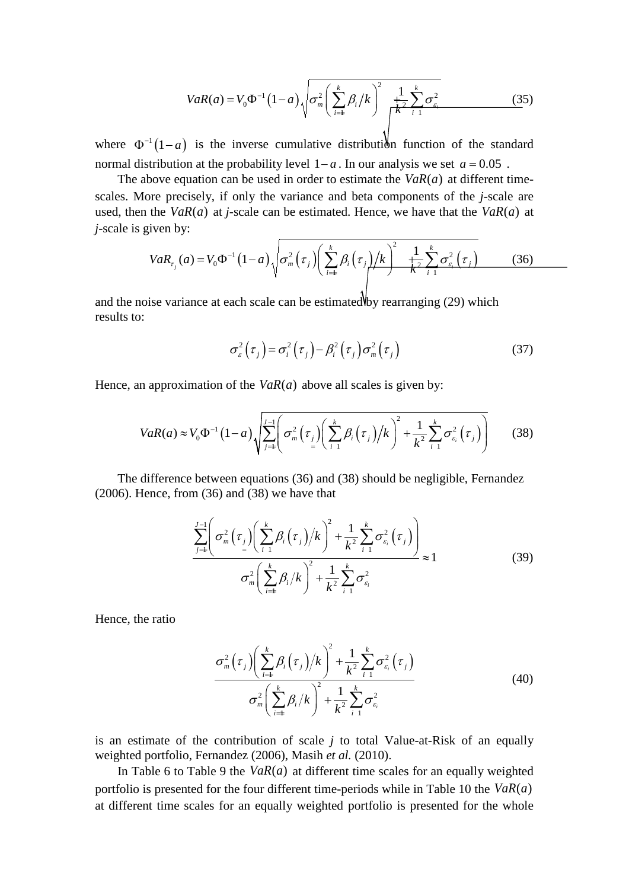$$VaR(a) = V_0 \Phi^{-1}(1-a)\sqrt{\sigma_m^2 \left(\sum_{i=1}^{k} \beta_i / k\right)^2 + \frac{1}{k^2}\sum_{i=1}^{k}\sigma_{\varepsilon_i}^2} \tag{35}$$

where $\Phi^{-1}(1-a)$ is the inverse cumulative distribution function of the standard normal distribution at the probability level $1-a$. In our analysis we set $a = 0.05$ .

The above equation can be used in order to estimate the $VaR(a)$ at different time-scales. More precisely, if only the variance and beta components of the *j*-scale are used, then the $VaR(a)$ at *j*-scale can be estimated. Hence, we have that the $VaR(a)$ at *j*-scale is given by:

$$VaR_{\tau_j}(a) = V_0 \Phi^{-1}(1-a)\sqrt{\sigma_m^2(\tau_j)\left(\sum_{i=1}^{k} \beta_i(\tau_j) / k\right)^2 + \frac{1}{k^2}\sum_{i=1}^{k}\sigma_{\varepsilon_i}^2(\tau_j)} \tag{36}$$

and the noise variance at each scale can be estimated by rearranging (29) which results to:

$$\sigma_\varepsilon^2(\tau_j) = \sigma_i^2(\tau_j) - \beta_i^2(\tau_j)\sigma_m^2(\tau_j) \tag{37}$$

Hence, an approximation of the $VaR(a)$ above all scales is given by:

$$VaR(a) \approx V_0 \Phi^{-1}(1-a)\sqrt{\sum_{j=1}^{J-1}\left(\sigma_m^2(\tau_j)\left(\sum_{i=1}^{k} \beta_i(\tau_j) / k\right)^2 + \frac{1}{k^2}\sum_{i=1}^{k}\sigma_{\varepsilon_i}^2(\tau_j)\right)} \tag{38}$$

The difference between equations (36) and (38) should be negligible, Fernandez (2006). Hence, from (36) and (38) we have that

$$\frac{\sum_{j=1}^{J-1}\left(\sigma_m^2(\tau_j)\left(\sum_{i=1}^{k} \beta_i(\tau_j) / k\right)^2 + \frac{1}{k^2}\sum_{i=1}^{k}\sigma_{\varepsilon_i}^2(\tau_j)\right)}{\sigma_m^2\left(\sum_{i=1}^{k} \beta_i / k\right)^2 + \frac{1}{k^2}\sum_{i=1}^{k}\sigma_{\varepsilon_i}^2} \approx 1 \tag{39}$$

Hence, the ratio

$$\frac{\sigma_m^2(\tau_j)\left(\sum_{i=1}^{k} \beta_i(\tau_j) / k\right)^2 + \frac{1}{k^2}\sum_{i=1}^{k}\sigma_{\varepsilon_i}^2(\tau_j)}{\sigma_m^2\left(\sum_{i=1}^{k} \beta_i / k\right)^2 + \frac{1}{k^2}\sum_{i=1}^{k}\sigma_{\varepsilon_i}^2} \tag{40}$$

is an estimate of the contribution of scale *j* to total Value-at-Risk of an equally weighted portfolio, Fernandez (2006), Masih *et al.* (2010).

In Table 6 to Table 9 the $VaR(a)$ at different time scales for an equally weighted portfolio is presented for the four different time-periods while in Table 10 the $VaR(a)$ at different time scales for an equally weighted portfolio is presented for the whole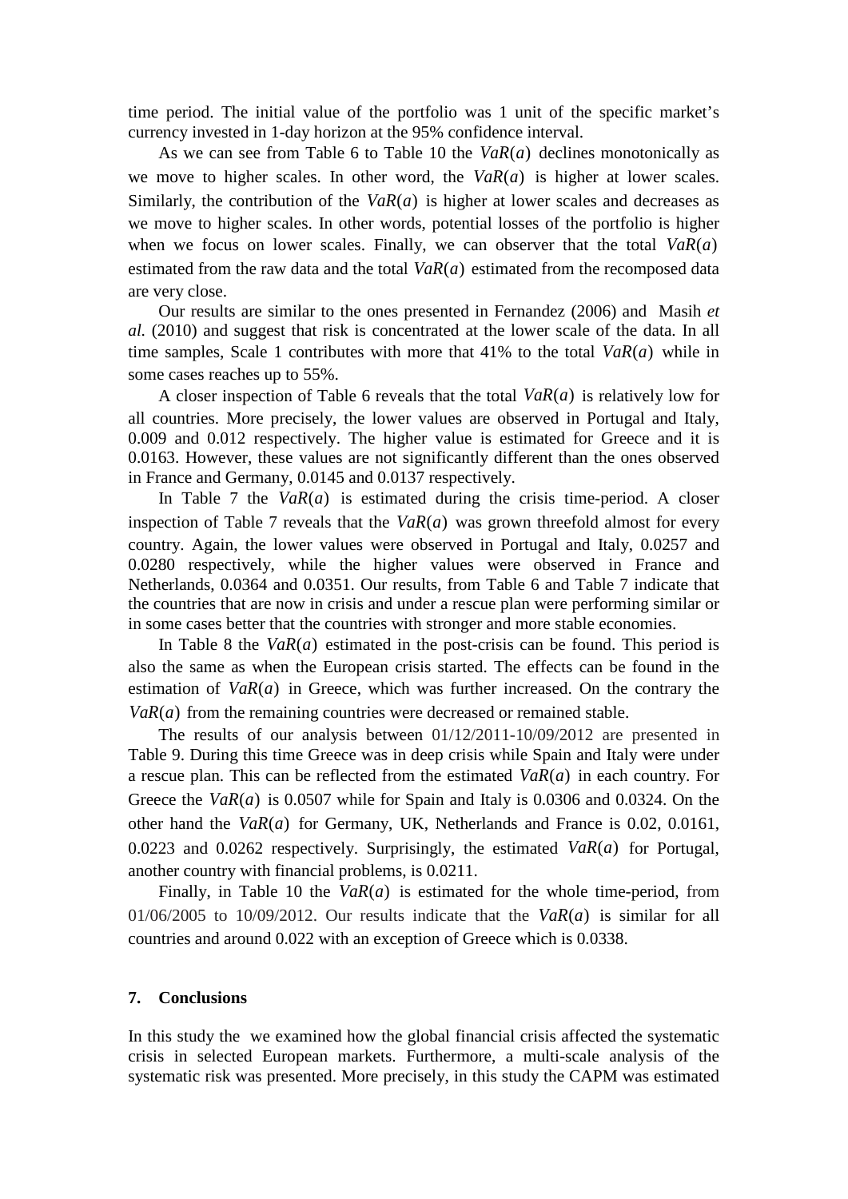time period. The initial value of the portfolio was 1 unit of the specific market's currency invested in 1-day horizon at the 95% confidence interval.

As we can see from Table 6 to Table 10 the $VaR(a)$ declines monotonically as we move to higher scales. In other word, the $VaR(a)$ is higher at lower scales. Similarly, the contribution of the $VaR(a)$ is higher at lower scales and decreases as we move to higher scales. In other words, potential losses of the portfolio is higher when we focus on lower scales. Finally, we can observer that the total $VaR(a)$ estimated from the raw data and the total $VaR(a)$ estimated from the recomposed data are very close.

Our results are similar to the ones presented in Fernandez (2006) and Masih *et al.* (2010) and suggest that risk is concentrated at the lower scale of the data. In all time samples, Scale 1 contributes with more that 41% to the total $VaR(a)$ while in some cases reaches up to 55%.

A closer inspection of Table 6 reveals that the total $VaR(a)$ is relatively low for all countries. More precisely, the lower values are observed in Portugal and Italy, 0.009 and 0.012 respectively. The higher value is estimated for Greece and it is 0.0163. However, these values are not significantly different than the ones observed in France and Germany, 0.0145 and 0.0137 respectively.

In Table 7 the $VaR(a)$ is estimated during the crisis time-period. A closer inspection of Table 7 reveals that the $VaR(a)$ was grown threefold almost for every country. Again, the lower values were observed in Portugal and Italy, 0.0257 and 0.0280 respectively, while the higher values were observed in France and Netherlands, 0.0364 and 0.0351. Our results, from Table 6 and Table 7 indicate that the countries that are now in crisis and under a rescue plan were performing similar or in some cases better that the countries with stronger and more stable economies.

In Table 8 the $VaR(a)$ estimated in the post-crisis can be found. This period is also the same as when the European crisis started. The effects can be found in the estimation of $VaR(a)$ in Greece, which was further increased. On the contrary the $VaR(a)$ from the remaining countries were decreased or remained stable.

The results of our analysis between 01/12/2011-10/09/2012 are presented in Table 9. During this time Greece was in deep crisis while Spain and Italy were under a rescue plan. This can be reflected from the estimated $VaR(a)$ in each country. For Greece the $VaR(a)$ is 0.0507 while for Spain and Italy is 0.0306 and 0.0324. On the other hand the $VaR(a)$ for Germany, UK, Netherlands and France is 0.02, 0.0161, 0.0223 and 0.0262 respectively. Surprisingly, the estimated $VaR(a)$ for Portugal, another country with financial problems, is 0.0211.

Finally, in Table 10 the $VaR(a)$ is estimated for the whole time-period, from 01/06/2005 to 10/09/2012. Our results indicate that the $VaR(a)$ is similar for all countries and around 0.022 with an exception of Greece which is 0.0338.

## 7. Conclusions

In this study the we examined how the global financial crisis affected the systematic crisis in selected European markets. Furthermore, a multi-scale analysis of the systematic risk was presented. More precisely, in this study the CAPM was estimated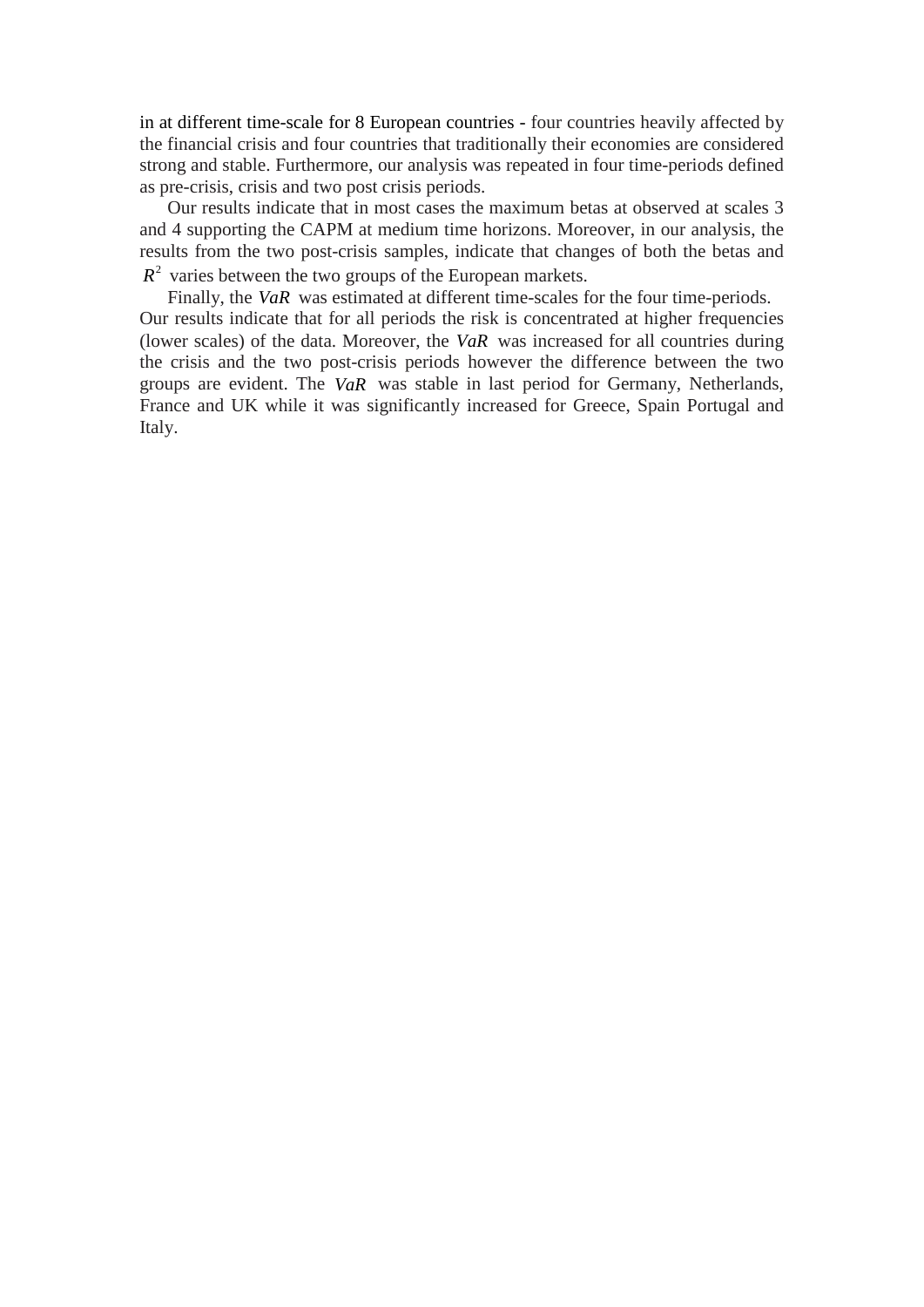in at different time-scale for 8 European countries - four countries heavily affected by the financial crisis and four countries that traditionally their economies are considered strong and stable. Furthermore, our analysis was repeated in four time-periods defined as pre-crisis, crisis and two post crisis periods.

Our results indicate that in most cases the maximum betas at observed at scales 3 and 4 supporting the CAPM at medium time horizons. Moreover, in our analysis, the results from the two post-crisis samples, indicate that changes of both the betas and $R^2$ varies between the two groups of the European markets.

Finally, the $VaR$ was estimated at different time-scales for the four time-periods. Our results indicate that for all periods the risk is concentrated at higher frequencies (lower scales) of the data. Moreover, the $VaR$ was increased for all countries during the crisis and the two post-crisis periods however the difference between the two groups are evident. The $VaR$ was stable in last period for Germany, Netherlands, France and UK while it was significantly increased for Greece, Spain Portugal and Italy.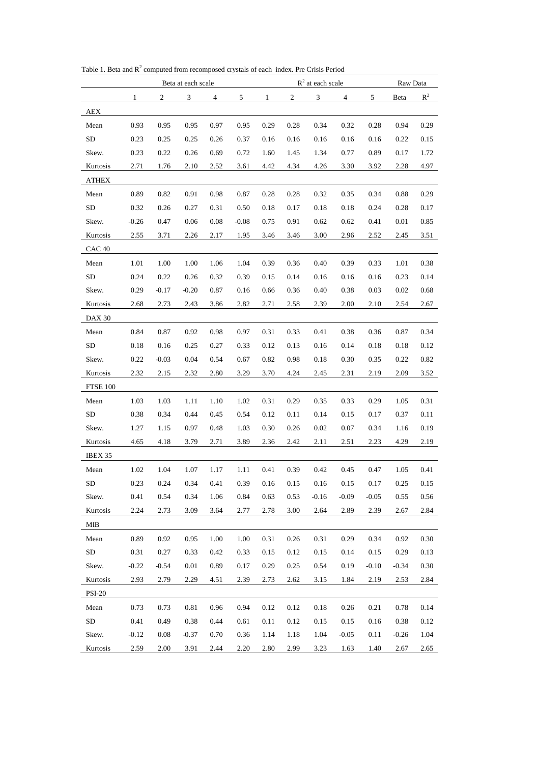Table 1. Beta and $R^2$ computed from recomposed crystals of each index. Pre Crisis Period

| | Beta at each scale | | | | | $R^2$ at each scale | | | | | Raw Data | |
|---|---|---|---|---|---|---|---|---|---|---|---|---|
| | 1 | 2 | 3 | 4 | 5 | 1 | 2 | 3 | 4 | 5 | Beta | $R^2$ |
| AEX | | | | | | | | | | | | |
| Mean | 0.93 | 0.95 | 0.95 | 0.97 | 0.95 | 0.29 | 0.28 | 0.34 | 0.32 | 0.28 | 0.94 | 0.29 |
| SD | 0.23 | 0.25 | 0.25 | 0.26 | 0.37 | 0.16 | 0.16 | 0.16 | 0.16 | 0.16 | 0.22 | 0.15 |
| Skew. | 0.23 | 0.22 | 0.26 | 0.69 | 0.72 | 1.60 | 1.45 | 1.34 | 0.77 | 0.89 | 0.17 | 1.72 |
| Kurtosis | 2.71 | 1.76 | 2.10 | 2.52 | 3.61 | 4.42 | 4.34 | 4.26 | 3.30 | 3.92 | 2.28 | 4.97 |
| ATHEX | | | | | | | | | | | | |
| Mean | 0.89 | 0.82 | 0.91 | 0.98 | 0.87 | 0.28 | 0.28 | 0.32 | 0.35 | 0.34 | 0.88 | 0.29 |
| SD | 0.32 | 0.26 | 0.27 | 0.31 | 0.50 | 0.18 | 0.17 | 0.18 | 0.18 | 0.24 | 0.28 | 0.17 |
| Skew. | -0.26 | 0.47 | 0.06 | 0.08 | -0.08 | 0.75 | 0.91 | 0.62 | 0.62 | 0.41 | 0.01 | 0.85 |
| Kurtosis | 2.55 | 3.71 | 2.26 | 2.17 | 1.95 | 3.46 | 3.46 | 3.00 | 2.96 | 2.52 | 2.45 | 3.51 |
| CAC 40 | | | | | | | | | | | | |
| Mean | 1.01 | 1.00 | 1.00 | 1.06 | 1.04 | 0.39 | 0.36 | 0.40 | 0.39 | 0.33 | 1.01 | 0.38 |
| SD | 0.24 | 0.22 | 0.26 | 0.32 | 0.39 | 0.15 | 0.14 | 0.16 | 0.16 | 0.16 | 0.23 | 0.14 |
| Skew. | 0.29 | -0.17 | -0.20 | 0.87 | 0.16 | 0.66 | 0.36 | 0.40 | 0.38 | 0.03 | 0.02 | 0.68 |
| Kurtosis | 2.68 | 2.73 | 2.43 | 3.86 | 2.82 | 2.71 | 2.58 | 2.39 | 2.00 | 2.10 | 2.54 | 2.67 |
| DAX 30 | | | | | | | | | | | | |
| Mean | 0.84 | 0.87 | 0.92 | 0.98 | 0.97 | 0.31 | 0.33 | 0.41 | 0.38 | 0.36 | 0.87 | 0.34 |
| SD | 0.18 | 0.16 | 0.25 | 0.27 | 0.33 | 0.12 | 0.13 | 0.16 | 0.14 | 0.18 | 0.18 | 0.12 |
| Skew. | 0.22 | -0.03 | 0.04 | 0.54 | 0.67 | 0.82 | 0.98 | 0.18 | 0.30 | 0.35 | 0.22 | 0.82 |
| Kurtosis | 2.32 | 2.15 | 2.32 | 2.80 | 3.29 | 3.70 | 4.24 | 2.45 | 2.31 | 2.19 | 2.09 | 3.52 |
| FTSE 100 | | | | | | | | | | | | |
| Mean | 1.03 | 1.03 | 1.11 | 1.10 | 1.02 | 0.31 | 0.29 | 0.35 | 0.33 | 0.29 | 1.05 | 0.31 |
| SD | 0.38 | 0.34 | 0.44 | 0.45 | 0.54 | 0.12 | 0.11 | 0.14 | 0.15 | 0.17 | 0.37 | 0.11 |
| Skew. | 1.27 | 1.15 | 0.97 | 0.48 | 1.03 | 0.30 | 0.26 | 0.02 | 0.07 | 0.34 | 1.16 | 0.19 |
| Kurtosis | 4.65 | 4.18 | 3.79 | 2.71 | 3.89 | 2.36 | 2.42 | 2.11 | 2.51 | 2.23 | 4.29 | 2.19 |
| IBEX 35 | | | | | | | | | | | | |
| Mean | 1.02 | 1.04 | 1.07 | 1.17 | 1.11 | 0.41 | 0.39 | 0.42 | 0.45 | 0.47 | 1.05 | 0.41 |
| SD | 0.23 | 0.24 | 0.34 | 0.41 | 0.39 | 0.16 | 0.15 | 0.16 | 0.15 | 0.17 | 0.25 | 0.15 |
| Skew. | 0.41 | 0.54 | 0.34 | 1.06 | 0.84 | 0.63 | 0.53 | -0.16 | -0.09 | -0.05 | 0.55 | 0.56 |
| Kurtosis | 2.24 | 2.73 | 3.09 | 3.64 | 2.77 | 2.78 | 3.00 | 2.64 | 2.89 | 2.39 | 2.67 | 2.84 |
| MIB | | | | | | | | | | | | |
| Mean | 0.89 | 0.92 | 0.95 | 1.00 | 1.00 | 0.31 | 0.26 | 0.31 | 0.29 | 0.34 | 0.92 | 0.30 |
| SD | 0.31 | 0.27 | 0.33 | 0.42 | 0.33 | 0.15 | 0.12 | 0.15 | 0.14 | 0.15 | 0.29 | 0.13 |
| Skew. | -0.22 | -0.54 | 0.01 | 0.89 | 0.17 | 0.29 | 0.25 | 0.54 | 0.19 | -0.10 | -0.34 | 0.30 |
| Kurtosis | 2.93 | 2.79 | 2.29 | 4.51 | 2.39 | 2.73 | 2.62 | 3.15 | 1.84 | 2.19 | 2.53 | 2.84 |
| PSI-20 | | | | | | | | | | | | |
| Mean | 0.73 | 0.73 | 0.81 | 0.96 | 0.94 | 0.12 | 0.12 | 0.18 | 0.26 | 0.21 | 0.78 | 0.14 |
| SD | 0.41 | 0.49 | 0.38 | 0.44 | 0.61 | 0.11 | 0.12 | 0.15 | 0.15 | 0.16 | 0.38 | 0.12 |
| Skew. | -0.12 | 0.08 | -0.37 | 0.70 | 0.36 | 1.14 | 1.18 | 1.04 | -0.05 | 0.11 | -0.26 | 1.04 |
| Kurtosis | 2.59 | 2.00 | 3.91 | 2.44 | 2.20 | 2.80 | 2.99 | 3.23 | 1.63 | 1.40 | 2.67 | 2.65 |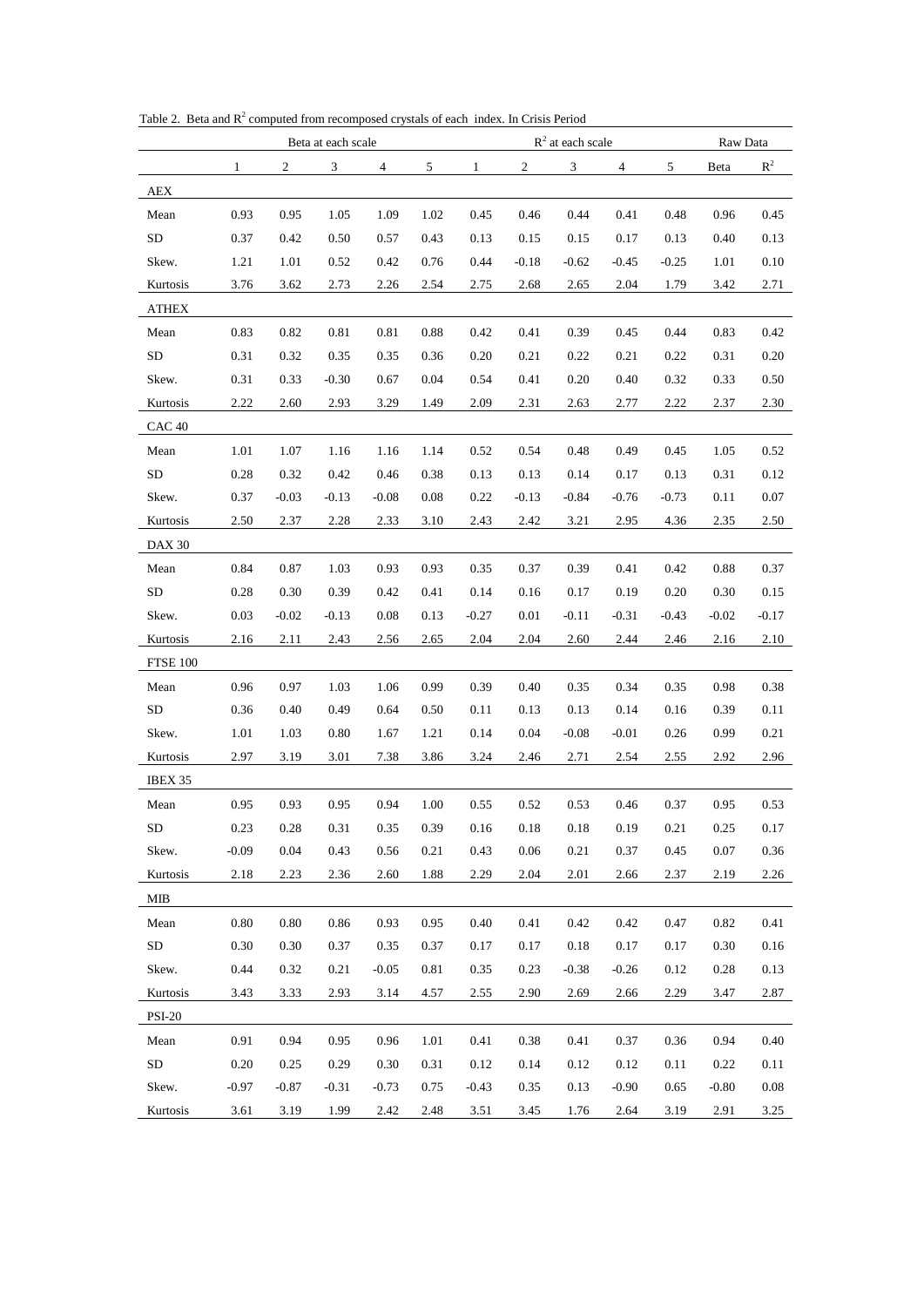Table 2. Beta and $R^2$ computed from recomposed crystals of each index. In Crisis Period

| | Beta at each scale | | | | | $R^2$ at each scale | | | | | Raw Data | |
|---|---|---|---|---|---|---|---|---|---|---|---|---|
| | 1 | 2 | 3 | 4 | 5 | 1 | 2 | 3 | 4 | 5 | Beta | $R^2$ |
| AEX | | | | | | | | | | | | |
| Mean | 0.93 | 0.95 | 1.05 | 1.09 | 1.02 | 0.45 | 0.46 | 0.44 | 0.41 | 0.48 | 0.96 | 0.45 |
| SD | 0.37 | 0.42 | 0.50 | 0.57 | 0.43 | 0.13 | 0.15 | 0.15 | 0.17 | 0.13 | 0.40 | 0.13 |
| Skew. | 1.21 | 1.01 | 0.52 | 0.42 | 0.76 | 0.44 | -0.18 | -0.62 | -0.45 | -0.25 | 1.01 | 0.10 |
| Kurtosis | 3.76 | 3.62 | 2.73 | 2.26 | 2.54 | 2.75 | 2.68 | 2.65 | 2.04 | 1.79 | 3.42 | 2.71 |
| ATHEX | | | | | | | | | | | | |
| Mean | 0.83 | 0.82 | 0.81 | 0.81 | 0.88 | 0.42 | 0.41 | 0.39 | 0.45 | 0.44 | 0.83 | 0.42 |
| SD | 0.31 | 0.32 | 0.35 | 0.35 | 0.36 | 0.20 | 0.21 | 0.22 | 0.21 | 0.22 | 0.31 | 0.20 |
| Skew. | 0.31 | 0.33 | -0.30 | 0.67 | 0.04 | 0.54 | 0.41 | 0.20 | 0.40 | 0.32 | 0.33 | 0.50 |
| Kurtosis | 2.22 | 2.60 | 2.93 | 3.29 | 1.49 | 2.09 | 2.31 | 2.63 | 2.77 | 2.22 | 2.37 | 2.30 |
| CAC 40 | | | | | | | | | | | | |
| Mean | 1.01 | 1.07 | 1.16 | 1.16 | 1.14 | 0.52 | 0.54 | 0.48 | 0.49 | 0.45 | 1.05 | 0.52 |
| SD | 0.28 | 0.32 | 0.42 | 0.46 | 0.38 | 0.13 | 0.13 | 0.14 | 0.17 | 0.13 | 0.31 | 0.12 |
| Skew. | 0.37 | -0.03 | -0.13 | -0.08 | 0.08 | 0.22 | -0.13 | -0.84 | -0.76 | -0.73 | 0.11 | 0.07 |
| Kurtosis | 2.50 | 2.37 | 2.28 | 2.33 | 3.10 | 2.43 | 2.42 | 3.21 | 2.95 | 4.36 | 2.35 | 2.50 |
| DAX 30 | | | | | | | | | | | | |
| Mean | 0.84 | 0.87 | 1.03 | 0.93 | 0.93 | 0.35 | 0.37 | 0.39 | 0.41 | 0.42 | 0.88 | 0.37 |
| SD | 0.28 | 0.30 | 0.39 | 0.42 | 0.41 | 0.14 | 0.16 | 0.17 | 0.19 | 0.20 | 0.30 | 0.15 |
| Skew. | 0.03 | -0.02 | -0.13 | 0.08 | 0.13 | -0.27 | 0.01 | -0.11 | -0.31 | -0.43 | -0.02 | -0.17 |
| Kurtosis | 2.16 | 2.11 | 2.43 | 2.56 | 2.65 | 2.04 | 2.04 | 2.60 | 2.44 | 2.46 | 2.16 | 2.10 |
| FTSE 100 | | | | | | | | | | | | |
| Mean | 0.96 | 0.97 | 1.03 | 1.06 | 0.99 | 0.39 | 0.40 | 0.35 | 0.34 | 0.35 | 0.98 | 0.38 |
| SD | 0.36 | 0.40 | 0.49 | 0.64 | 0.50 | 0.11 | 0.13 | 0.13 | 0.14 | 0.16 | 0.39 | 0.11 |
| Skew. | 1.01 | 1.03 | 0.80 | 1.67 | 1.21 | 0.14 | 0.04 | -0.08 | -0.01 | 0.26 | 0.99 | 0.21 |
| Kurtosis | 2.97 | 3.19 | 3.01 | 7.38 | 3.86 | 3.24 | 2.46 | 2.71 | 2.54 | 2.55 | 2.92 | 2.96 |
| IBEX 35 | | | | | | | | | | | | |
| Mean | 0.95 | 0.93 | 0.95 | 0.94 | 1.00 | 0.55 | 0.52 | 0.53 | 0.46 | 0.37 | 0.95 | 0.53 |
| SD | 0.23 | 0.28 | 0.31 | 0.35 | 0.39 | 0.16 | 0.18 | 0.18 | 0.19 | 0.21 | 0.25 | 0.17 |
| Skew. | -0.09 | 0.04 | 0.43 | 0.56 | 0.21 | 0.43 | 0.06 | 0.21 | 0.37 | 0.45 | 0.07 | 0.36 |
| Kurtosis | 2.18 | 2.23 | 2.36 | 2.60 | 1.88 | 2.29 | 2.04 | 2.01 | 2.66 | 2.37 | 2.19 | 2.26 |
| MIB | | | | | | | | | | | | |
| Mean | 0.80 | 0.80 | 0.86 | 0.93 | 0.95 | 0.40 | 0.41 | 0.42 | 0.42 | 0.47 | 0.82 | 0.41 |
| SD | 0.30 | 0.30 | 0.37 | 0.35 | 0.37 | 0.17 | 0.17 | 0.18 | 0.17 | 0.17 | 0.30 | 0.16 |
| Skew. | 0.44 | 0.32 | 0.21 | -0.05 | 0.81 | 0.35 | 0.23 | -0.38 | -0.26 | 0.12 | 0.28 | 0.13 |
| Kurtosis | 3.43 | 3.33 | 2.93 | 3.14 | 4.57 | 2.55 | 2.90 | 2.69 | 2.66 | 2.29 | 3.47 | 2.87 |
| PSI-20 | | | | | | | | | | | | |
| Mean | 0.91 | 0.94 | 0.95 | 0.96 | 1.01 | 0.41 | 0.38 | 0.41 | 0.37 | 0.36 | 0.94 | 0.40 |
| SD | 0.20 | 0.25 | 0.29 | 0.30 | 0.31 | 0.12 | 0.14 | 0.12 | 0.12 | 0.11 | 0.22 | 0.11 |
| Skew. | -0.97 | -0.87 | -0.31 | -0.73 | 0.75 | -0.43 | 0.35 | 0.13 | -0.90 | 0.65 | -0.80 | 0.08 |
| Kurtosis | 3.61 | 3.19 | 1.99 | 2.42 | 2.48 | 3.51 | 3.45 | 1.76 | 2.64 | 3.19 | 2.91 | 3.25 |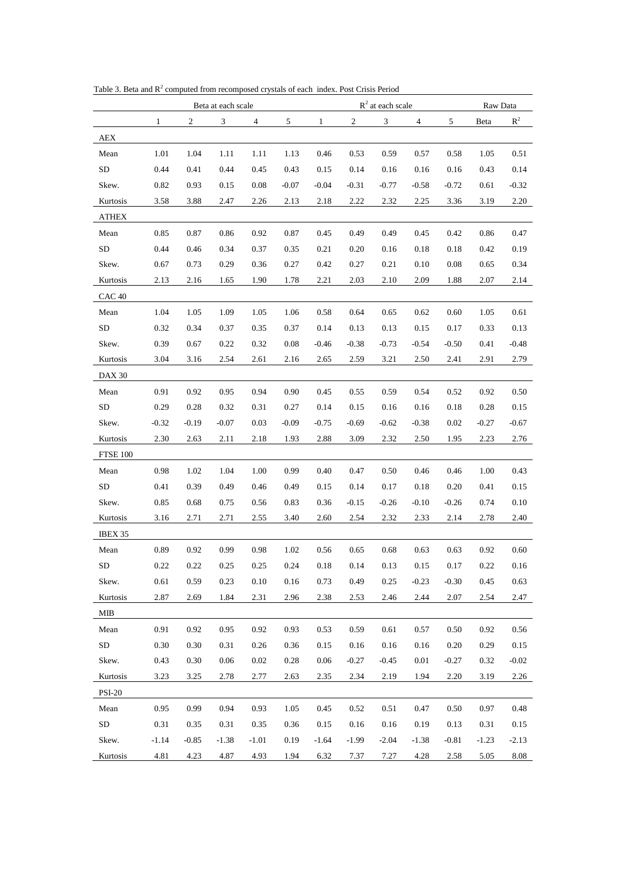Table 3. Beta and $R^2$ computed from recomposed crystals of each index. Post Crisis Period

| | Beta at each scale | | | | | $R^2$ at each scale | | | | | Raw Data | |
|---|---|---|---|---|---|---|---|---|---|---|---|---|
| | 1 | 2 | 3 | 4 | 5 | 1 | 2 | 3 | 4 | 5 | Beta | $R^2$ |
| AEX | | | | | | | | | | | | |
| Mean | 1.01 | 1.04 | 1.11 | 1.11 | 1.13 | 0.46 | 0.53 | 0.59 | 0.57 | 0.58 | 1.05 | 0.51 |
| SD | 0.44 | 0.41 | 0.44 | 0.45 | 0.43 | 0.15 | 0.14 | 0.16 | 0.16 | 0.16 | 0.43 | 0.14 |
| Skew. | 0.82 | 0.93 | 0.15 | 0.08 | -0.07 | -0.04 | -0.31 | -0.77 | -0.58 | -0.72 | 0.61 | -0.32 |
| Kurtosis | 3.58 | 3.88 | 2.47 | 2.26 | 2.13 | 2.18 | 2.22 | 2.32 | 2.25 | 3.36 | 3.19 | 2.20 |
| ATHEX | | | | | | | | | | | | |
| Mean | 0.85 | 0.87 | 0.86 | 0.92 | 0.87 | 0.45 | 0.49 | 0.49 | 0.45 | 0.42 | 0.86 | 0.47 |
| SD | 0.44 | 0.46 | 0.34 | 0.37 | 0.35 | 0.21 | 0.20 | 0.16 | 0.18 | 0.18 | 0.42 | 0.19 |
| Skew. | 0.67 | 0.73 | 0.29 | 0.36 | 0.27 | 0.42 | 0.27 | 0.21 | 0.10 | 0.08 | 0.65 | 0.34 |
| Kurtosis | 2.13 | 2.16 | 1.65 | 1.90 | 1.78 | 2.21 | 2.03 | 2.10 | 2.09 | 1.88 | 2.07 | 2.14 |
| CAC 40 | | | | | | | | | | | | |
| Mean | 1.04 | 1.05 | 1.09 | 1.05 | 1.06 | 0.58 | 0.64 | 0.65 | 0.62 | 0.60 | 1.05 | 0.61 |
| SD | 0.32 | 0.34 | 0.37 | 0.35 | 0.37 | 0.14 | 0.13 | 0.13 | 0.15 | 0.17 | 0.33 | 0.13 |
| Skew. | 0.39 | 0.67 | 0.22 | 0.32 | 0.08 | -0.46 | -0.38 | -0.73 | -0.54 | -0.50 | 0.41 | -0.48 |
| Kurtosis | 3.04 | 3.16 | 2.54 | 2.61 | 2.16 | 2.65 | 2.59 | 3.21 | 2.50 | 2.41 | 2.91 | 2.79 |
| DAX 30 | | | | | | | | | | | | |
| Mean | 0.91 | 0.92 | 0.95 | 0.94 | 0.90 | 0.45 | 0.55 | 0.59 | 0.54 | 0.52 | 0.92 | 0.50 |
| SD | 0.29 | 0.28 | 0.32 | 0.31 | 0.27 | 0.14 | 0.15 | 0.16 | 0.16 | 0.18 | 0.28 | 0.15 |
| Skew. | -0.32 | -0.19 | -0.07 | 0.03 | -0.09 | -0.75 | -0.69 | -0.62 | -0.38 | 0.02 | -0.27 | -0.67 |
| Kurtosis | 2.30 | 2.63 | 2.11 | 2.18 | 1.93 | 2.88 | 3.09 | 2.32 | 2.50 | 1.95 | 2.23 | 2.76 |
| FTSE 100 | | | | | | | | | | | | |
| Mean | 0.98 | 1.02 | 1.04 | 1.00 | 0.99 | 0.40 | 0.47 | 0.50 | 0.46 | 0.46 | 1.00 | 0.43 |
| SD | 0.41 | 0.39 | 0.49 | 0.46 | 0.49 | 0.15 | 0.14 | 0.17 | 0.18 | 0.20 | 0.41 | 0.15 |
| Skew. | 0.85 | 0.68 | 0.75 | 0.56 | 0.83 | 0.36 | -0.15 | -0.26 | -0.10 | -0.26 | 0.74 | 0.10 |
| Kurtosis | 3.16 | 2.71 | 2.71 | 2.55 | 3.40 | 2.60 | 2.54 | 2.32 | 2.33 | 2.14 | 2.78 | 2.40 |
| IBEX 35 | | | | | | | | | | | | |
| Mean | 0.89 | 0.92 | 0.99 | 0.98 | 1.02 | 0.56 | 0.65 | 0.68 | 0.63 | 0.63 | 0.92 | 0.60 |
| SD | 0.22 | 0.22 | 0.25 | 0.25 | 0.24 | 0.18 | 0.14 | 0.13 | 0.15 | 0.17 | 0.22 | 0.16 |
| Skew. | 0.61 | 0.59 | 0.23 | 0.10 | 0.16 | 0.73 | 0.49 | 0.25 | -0.23 | -0.30 | 0.45 | 0.63 |
| Kurtosis | 2.87 | 2.69 | 1.84 | 2.31 | 2.96 | 2.38 | 2.53 | 2.46 | 2.44 | 2.07 | 2.54 | 2.47 |
| MIB | | | | | | | | | | | | |
| Mean | 0.91 | 0.92 | 0.95 | 0.92 | 0.93 | 0.53 | 0.59 | 0.61 | 0.57 | 0.50 | 0.92 | 0.56 |
| SD | 0.30 | 0.30 | 0.31 | 0.26 | 0.36 | 0.15 | 0.16 | 0.16 | 0.16 | 0.20 | 0.29 | 0.15 |
| Skew. | 0.43 | 0.30 | 0.06 | 0.02 | 0.28 | 0.06 | -0.27 | -0.45 | 0.01 | -0.27 | 0.32 | -0.02 |
| Kurtosis | 3.23 | 3.25 | 2.78 | 2.77 | 2.63 | 2.35 | 2.34 | 2.19 | 1.94 | 2.20 | 3.19 | 2.26 |
| PSI-20 | | | | | | | | | | | | |
| Mean | 0.95 | 0.99 | 0.94 | 0.93 | 1.05 | 0.45 | 0.52 | 0.51 | 0.47 | 0.50 | 0.97 | 0.48 |
| SD | 0.31 | 0.35 | 0.31 | 0.35 | 0.36 | 0.15 | 0.16 | 0.16 | 0.19 | 0.13 | 0.31 | 0.15 |
| Skew. | -1.14 | -0.85 | -1.38 | -1.01 | 0.19 | -1.64 | -1.99 | -2.04 | -1.38 | -0.81 | -1.23 | -2.13 |
| Kurtosis | 4.81 | 4.23 | 4.87 | 4.93 | 1.94 | 6.32 | 7.37 | 7.27 | 4.28 | 2.58 | 5.05 | 8.08 |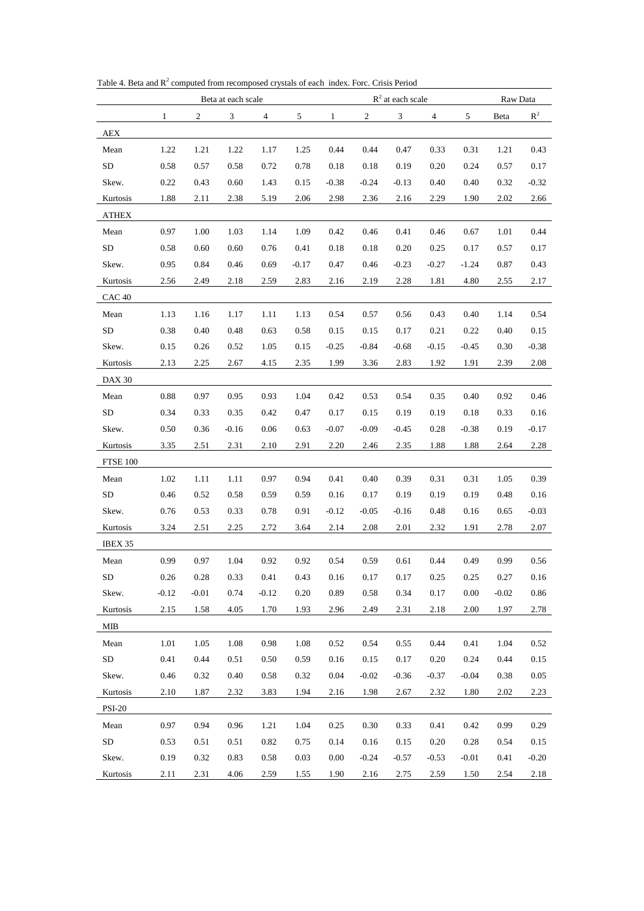Table 4. Beta and $R^2$ computed from recomposed crystals of each index. Forc. Crisis Period

| | Beta at each scale | | | | | $R^2$ at each scale | | | | | Raw Data | |
|---|---|---|---|---|---|---|---|---|---|---|---|---|
| | 1 | 2 | 3 | 4 | 5 | 1 | 2 | 3 | 4 | 5 | Beta | $R^2$ |
| AEX | | | | | | | | | | | | |
| Mean | 1.22 | 1.21 | 1.22 | 1.17 | 1.25 | 0.44 | 0.44 | 0.47 | 0.33 | 0.31 | 1.21 | 0.43 |
| SD | 0.58 | 0.57 | 0.58 | 0.72 | 0.78 | 0.18 | 0.18 | 0.19 | 0.20 | 0.24 | 0.57 | 0.17 |
| Skew. | 0.22 | 0.43 | 0.60 | 1.43 | 0.15 | -0.38 | -0.24 | -0.13 | 0.40 | 0.40 | 0.32 | -0.32 |
| Kurtosis | 1.88 | 2.11 | 2.38 | 5.19 | 2.06 | 2.98 | 2.36 | 2.16 | 2.29 | 1.90 | 2.02 | 2.66 |
| ATHEX | | | | | | | | | | | | |
| Mean | 0.97 | 1.00 | 1.03 | 1.14 | 1.09 | 0.42 | 0.46 | 0.41 | 0.46 | 0.67 | 1.01 | 0.44 |
| SD | 0.58 | 0.60 | 0.60 | 0.76 | 0.41 | 0.18 | 0.18 | 0.20 | 0.25 | 0.17 | 0.57 | 0.17 |
| Skew. | 0.95 | 0.84 | 0.46 | 0.69 | -0.17 | 0.47 | 0.46 | -0.23 | -0.27 | -1.24 | 0.87 | 0.43 |
| Kurtosis | 2.56 | 2.49 | 2.18 | 2.59 | 2.83 | 2.16 | 2.19 | 2.28 | 1.81 | 4.80 | 2.55 | 2.17 |
| CAC 40 | | | | | | | | | | | | |
| Mean | 1.13 | 1.16 | 1.17 | 1.11 | 1.13 | 0.54 | 0.57 | 0.56 | 0.43 | 0.40 | 1.14 | 0.54 |
| SD | 0.38 | 0.40 | 0.48 | 0.63 | 0.58 | 0.15 | 0.15 | 0.17 | 0.21 | 0.22 | 0.40 | 0.15 |
| Skew. | 0.15 | 0.26 | 0.52 | 1.05 | 0.15 | -0.25 | -0.84 | -0.68 | -0.15 | -0.45 | 0.30 | -0.38 |
| Kurtosis | 2.13 | 2.25 | 2.67 | 4.15 | 2.35 | 1.99 | 3.36 | 2.83 | 1.92 | 1.91 | 2.39 | 2.08 |
| DAX 30 | | | | | | | | | | | | |
| Mean | 0.88 | 0.97 | 0.95 | 0.93 | 1.04 | 0.42 | 0.53 | 0.54 | 0.35 | 0.40 | 0.92 | 0.46 |
| SD | 0.34 | 0.33 | 0.35 | 0.42 | 0.47 | 0.17 | 0.15 | 0.19 | 0.19 | 0.18 | 0.33 | 0.16 |
| Skew. | 0.50 | 0.36 | -0.16 | 0.06 | 0.63 | -0.07 | -0.09 | -0.45 | 0.28 | -0.38 | 0.19 | -0.17 |
| Kurtosis | 3.35 | 2.51 | 2.31 | 2.10 | 2.91 | 2.20 | 2.46 | 2.35 | 1.88 | 1.88 | 2.64 | 2.28 |
| FTSE 100 | | | | | | | | | | | | |
| Mean | 1.02 | 1.11 | 1.11 | 0.97 | 0.94 | 0.41 | 0.40 | 0.39 | 0.31 | 0.31 | 1.05 | 0.39 |
| SD | 0.46 | 0.52 | 0.58 | 0.59 | 0.59 | 0.16 | 0.17 | 0.19 | 0.19 | 0.19 | 0.48 | 0.16 |
| Skew. | 0.76 | 0.53 | 0.33 | 0.78 | 0.91 | -0.12 | -0.05 | -0.16 | 0.48 | 0.16 | 0.65 | -0.03 |
| Kurtosis | 3.24 | 2.51 | 2.25 | 2.72 | 3.64 | 2.14 | 2.08 | 2.01 | 2.32 | 1.91 | 2.78 | 2.07 |
| IBEX 35 | | | | | | | | | | | | |
| Mean | 0.99 | 0.97 | 1.04 | 0.92 | 0.92 | 0.54 | 0.59 | 0.61 | 0.44 | 0.49 | 0.99 | 0.56 |
| SD | 0.26 | 0.28 | 0.33 | 0.41 | 0.43 | 0.16 | 0.17 | 0.17 | 0.25 | 0.25 | 0.27 | 0.16 |
| Skew. | -0.12 | -0.01 | 0.74 | -0.12 | 0.20 | 0.89 | 0.58 | 0.34 | 0.17 | 0.00 | -0.02 | 0.86 |
| Kurtosis | 2.15 | 1.58 | 4.05 | 1.70 | 1.93 | 2.96 | 2.49 | 2.31 | 2.18 | 2.00 | 1.97 | 2.78 |
| MIB | | | | | | | | | | | | |
| Mean | 1.01 | 1.05 | 1.08 | 0.98 | 1.08 | 0.52 | 0.54 | 0.55 | 0.44 | 0.41 | 1.04 | 0.52 |
| SD | 0.41 | 0.44 | 0.51 | 0.50 | 0.59 | 0.16 | 0.15 | 0.17 | 0.20 | 0.24 | 0.44 | 0.15 |
| Skew. | 0.46 | 0.32 | 0.40 | 0.58 | 0.32 | 0.04 | -0.02 | -0.36 | -0.37 | -0.04 | 0.38 | 0.05 |
| Kurtosis | 2.10 | 1.87 | 2.32 | 3.83 | 1.94 | 2.16 | 1.98 | 2.67 | 2.32 | 1.80 | 2.02 | 2.23 |
| PSI-20 | | | | | | | | | | | | |
| Mean | 0.97 | 0.94 | 0.96 | 1.21 | 1.04 | 0.25 | 0.30 | 0.33 | 0.41 | 0.42 | 0.99 | 0.29 |
| SD | 0.53 | 0.51 | 0.51 | 0.82 | 0.75 | 0.14 | 0.16 | 0.15 | 0.20 | 0.28 | 0.54 | 0.15 |
| Skew. | 0.19 | 0.32 | 0.83 | 0.58 | 0.03 | 0.00 | -0.24 | -0.57 | -0.53 | -0.01 | 0.41 | -0.20 |
| Kurtosis | 2.11 | 2.31 | 4.06 | 2.59 | 1.55 | 1.90 | 2.16 | 2.75 | 2.59 | 1.50 | 2.54 | 2.18 |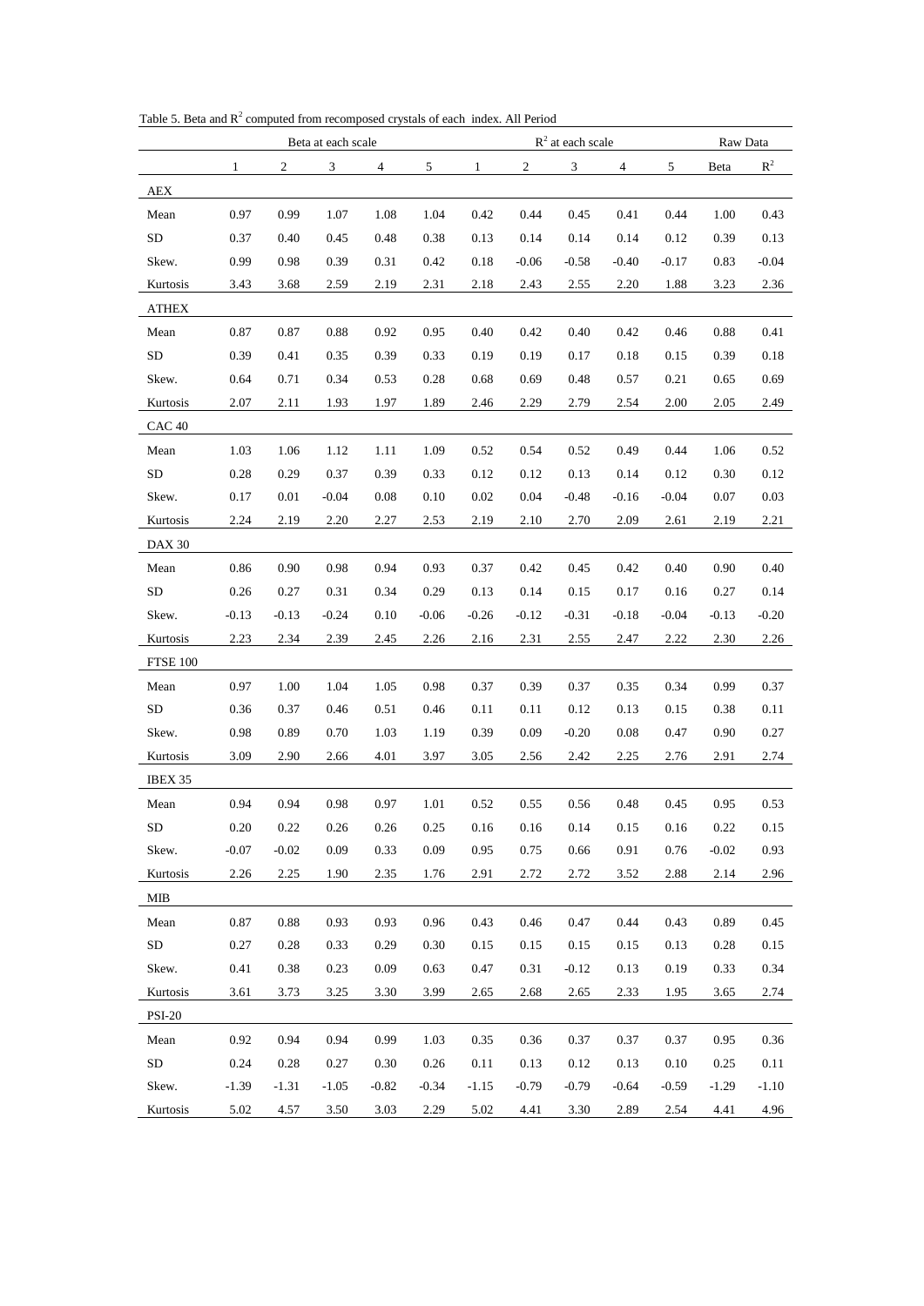Table 5. Beta and $R^2$ computed from recomposed crystals of each index. All Period

| | Beta at each scale | | | | | $R^2$ at each scale | | | | | Raw Data | |
|---|---|---|---|---|---|---|---|---|---|---|---|---|
| | 1 | 2 | 3 | 4 | 5 | 1 | 2 | 3 | 4 | 5 | Beta | $R^2$ |
| AEX | | | | | | | | | | | | |
| Mean | 0.97 | 0.99 | 1.07 | 1.08 | 1.04 | 0.42 | 0.44 | 0.45 | 0.41 | 0.44 | 1.00 | 0.43 |
| SD | 0.37 | 0.40 | 0.45 | 0.48 | 0.38 | 0.13 | 0.14 | 0.14 | 0.14 | 0.12 | 0.39 | 0.13 |
| Skew. | 0.99 | 0.98 | 0.39 | 0.31 | 0.42 | 0.18 | -0.06 | -0.58 | -0.40 | -0.17 | 0.83 | -0.04 |
| Kurtosis | 3.43 | 3.68 | 2.59 | 2.19 | 2.31 | 2.18 | 2.43 | 2.55 | 2.20 | 1.88 | 3.23 | 2.36 |
| ATHEX | | | | | | | | | | | | |
| Mean | 0.87 | 0.87 | 0.88 | 0.92 | 0.95 | 0.40 | 0.42 | 0.40 | 0.42 | 0.46 | 0.88 | 0.41 |
| SD | 0.39 | 0.41 | 0.35 | 0.39 | 0.33 | 0.19 | 0.19 | 0.17 | 0.18 | 0.15 | 0.39 | 0.18 |
| Skew. | 0.64 | 0.71 | 0.34 | 0.53 | 0.28 | 0.68 | 0.69 | 0.48 | 0.57 | 0.21 | 0.65 | 0.69 |
| Kurtosis | 2.07 | 2.11 | 1.93 | 1.97 | 1.89 | 2.46 | 2.29 | 2.79 | 2.54 | 2.00 | 2.05 | 2.49 |
| CAC 40 | | | | | | | | | | | | |
| Mean | 1.03 | 1.06 | 1.12 | 1.11 | 1.09 | 0.52 | 0.54 | 0.52 | 0.49 | 0.44 | 1.06 | 0.52 |
| SD | 0.28 | 0.29 | 0.37 | 0.39 | 0.33 | 0.12 | 0.12 | 0.13 | 0.14 | 0.12 | 0.30 | 0.12 |
| Skew. | 0.17 | 0.01 | -0.04 | 0.08 | 0.10 | 0.02 | 0.04 | -0.48 | -0.16 | -0.04 | 0.07 | 0.03 |
| Kurtosis | 2.24 | 2.19 | 2.20 | 2.27 | 2.53 | 2.19 | 2.10 | 2.70 | 2.09 | 2.61 | 2.19 | 2.21 |
| DAX 30 | | | | | | | | | | | | |
| Mean | 0.86 | 0.90 | 0.98 | 0.94 | 0.93 | 0.37 | 0.42 | 0.45 | 0.42 | 0.40 | 0.90 | 0.40 |
| SD | 0.26 | 0.27 | 0.31 | 0.34 | 0.29 | 0.13 | 0.14 | 0.15 | 0.17 | 0.16 | 0.27 | 0.14 |
| Skew. | -0.13 | -0.13 | -0.24 | 0.10 | -0.06 | -0.26 | -0.12 | -0.31 | -0.18 | -0.04 | -0.13 | -0.20 |
| Kurtosis | 2.23 | 2.34 | 2.39 | 2.45 | 2.26 | 2.16 | 2.31 | 2.55 | 2.47 | 2.22 | 2.30 | 2.26 |
| FTSE 100 | | | | | | | | | | | | |
| Mean | 0.97 | 1.00 | 1.04 | 1.05 | 0.98 | 0.37 | 0.39 | 0.37 | 0.35 | 0.34 | 0.99 | 0.37 |
| SD | 0.36 | 0.37 | 0.46 | 0.51 | 0.46 | 0.11 | 0.11 | 0.12 | 0.13 | 0.15 | 0.38 | 0.11 |
| Skew. | 0.98 | 0.89 | 0.70 | 1.03 | 1.19 | 0.39 | 0.09 | -0.20 | 0.08 | 0.47 | 0.90 | 0.27 |
| Kurtosis | 3.09 | 2.90 | 2.66 | 4.01 | 3.97 | 3.05 | 2.56 | 2.42 | 2.25 | 2.76 | 2.91 | 2.74 |
| IBEX 35 | | | | | | | | | | | | |
| Mean | 0.94 | 0.94 | 0.98 | 0.97 | 1.01 | 0.52 | 0.55 | 0.56 | 0.48 | 0.45 | 0.95 | 0.53 |
| SD | 0.20 | 0.22 | 0.26 | 0.26 | 0.25 | 0.16 | 0.16 | 0.14 | 0.15 | 0.16 | 0.22 | 0.15 |
| Skew. | -0.07 | -0.02 | 0.09 | 0.33 | 0.09 | 0.95 | 0.75 | 0.66 | 0.91 | 0.76 | -0.02 | 0.93 |
| Kurtosis | 2.26 | 2.25 | 1.90 | 2.35 | 1.76 | 2.91 | 2.72 | 2.72 | 3.52 | 2.88 | 2.14 | 2.96 |
| MIB | | | | | | | | | | | | |
| Mean | 0.87 | 0.88 | 0.93 | 0.93 | 0.96 | 0.43 | 0.46 | 0.47 | 0.44 | 0.43 | 0.89 | 0.45 |
| SD | 0.27 | 0.28 | 0.33 | 0.29 | 0.30 | 0.15 | 0.15 | 0.15 | 0.15 | 0.13 | 0.28 | 0.15 |
| Skew. | 0.41 | 0.38 | 0.23 | 0.09 | 0.63 | 0.47 | 0.31 | -0.12 | 0.13 | 0.19 | 0.33 | 0.34 |
| Kurtosis | 3.61 | 3.73 | 3.25 | 3.30 | 3.99 | 2.65 | 2.68 | 2.65 | 2.33 | 1.95 | 3.65 | 2.74 |
| PSI-20 | | | | | | | | | | | | |
| Mean | 0.92 | 0.94 | 0.94 | 0.99 | 1.03 | 0.35 | 0.36 | 0.37 | 0.37 | 0.37 | 0.95 | 0.36 |
| SD | 0.24 | 0.28 | 0.27 | 0.30 | 0.26 | 0.11 | 0.13 | 0.12 | 0.13 | 0.10 | 0.25 | 0.11 |
| Skew. | -1.39 | -1.31 | -1.05 | -0.82 | -0.34 | -1.15 | -0.79 | -0.79 | -0.64 | -0.59 | -1.29 | -1.10 |
| Kurtosis | 5.02 | 4.57 | 3.50 | 3.03 | 2.29 | 5.02 | 4.41 | 3.30 | 2.89 | 2.54 | 4.41 | 4.96 |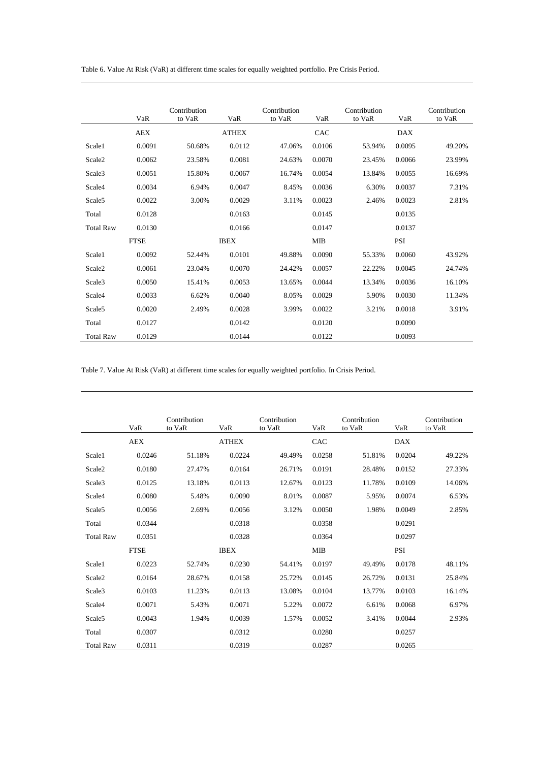Table 6. Value At Risk (VaR) at different time scales for equally weighted portfolio. Pre Crisis Period.

| | VaR | Contribution to VaR | VaR | Contribution to VaR | VaR | Contribution to VaR | VaR | Contribution to VaR |
|---|---|---|---|---|---|---|---|---|
| | AEX | | ATHEX | | CAC | | DAX | |
| Scale1 | 0.0091 | 50.68% | 0.0112 | 47.06% | 0.0106 | 53.94% | 0.0095 | 49.20% |
| Scale2 | 0.0062 | 23.58% | 0.0081 | 24.63% | 0.0070 | 23.45% | 0.0066 | 23.99% |
| Scale3 | 0.0051 | 15.80% | 0.0067 | 16.74% | 0.0054 | 13.84% | 0.0055 | 16.69% |
| Scale4 | 0.0034 | 6.94% | 0.0047 | 8.45% | 0.0036 | 6.30% | 0.0037 | 7.31% |
| Scale5 | 0.0022 | 3.00% | 0.0029 | 3.11% | 0.0023 | 2.46% | 0.0023 | 2.81% |
| Total | 0.0128 | | 0.0163 | | 0.0145 | | 0.0135 | |
| Total Raw | 0.0130 | | 0.0166 | | 0.0147 | | 0.0137 | |
| | FTSE | | IBEX | | MIB | | PSI | |
| Scale1 | 0.0092 | 52.44% | 0.0101 | 49.88% | 0.0090 | 55.33% | 0.0060 | 43.92% |
| Scale2 | 0.0061 | 23.04% | 0.0070 | 24.42% | 0.0057 | 22.22% | 0.0045 | 24.74% |
| Scale3 | 0.0050 | 15.41% | 0.0053 | 13.65% | 0.0044 | 13.34% | 0.0036 | 16.10% |
| Scale4 | 0.0033 | 6.62% | 0.0040 | 8.05% | 0.0029 | 5.90% | 0.0030 | 11.34% |
| Scale5 | 0.0020 | 2.49% | 0.0028 | 3.99% | 0.0022 | 3.21% | 0.0018 | 3.91% |
| Total | 0.0127 | | 0.0142 | | 0.0120 | | 0.0090 | |
| Total Raw | 0.0129 | | 0.0144 | | 0.0122 | | 0.0093 | |

Table 7. Value At Risk (VaR) at different time scales for equally weighted portfolio. In Crisis Period.

| | VaR | Contribution to VaR | VaR | Contribution to VaR | VaR | Contribution to VaR | VaR | Contribution to VaR |
|---|---|---|---|---|---|---|---|---|
| | AEX | | ATHEX | | CAC | | DAX | |
| Scale1 | 0.0246 | 51.18% | 0.0224 | 49.49% | 0.0258 | 51.81% | 0.0204 | 49.22% |
| Scale2 | 0.0180 | 27.47% | 0.0164 | 26.71% | 0.0191 | 28.48% | 0.0152 | 27.33% |
| Scale3 | 0.0125 | 13.18% | 0.0113 | 12.67% | 0.0123 | 11.78% | 0.0109 | 14.06% |
| Scale4 | 0.0080 | 5.48% | 0.0090 | 8.01% | 0.0087 | 5.95% | 0.0074 | 6.53% |
| Scale5 | 0.0056 | 2.69% | 0.0056 | 3.12% | 0.0050 | 1.98% | 0.0049 | 2.85% |
| Total | 0.0344 | | 0.0318 | | 0.0358 | | 0.0291 | |
| Total Raw | 0.0351 | | 0.0328 | | 0.0364 | | 0.0297 | |
| | FTSE | | IBEX | | MIB | | PSI | |
| Scale1 | 0.0223 | 52.74% | 0.0230 | 54.41% | 0.0197 | 49.49% | 0.0178 | 48.11% |
| Scale2 | 0.0164 | 28.67% | 0.0158 | 25.72% | 0.0145 | 26.72% | 0.0131 | 25.84% |
| Scale3 | 0.0103 | 11.23% | 0.0113 | 13.08% | 0.0104 | 13.77% | 0.0103 | 16.14% |
| Scale4 | 0.0071 | 5.43% | 0.0071 | 5.22% | 0.0072 | 6.61% | 0.0068 | 6.97% |
| Scale5 | 0.0043 | 1.94% | 0.0039 | 1.57% | 0.0052 | 3.41% | 0.0044 | 2.93% |
| Total | 0.0307 | | 0.0312 | | 0.0280 | | 0.0257 | |
| Total Raw | 0.0311 | | 0.0319 | | 0.0287 | | 0.0265 | |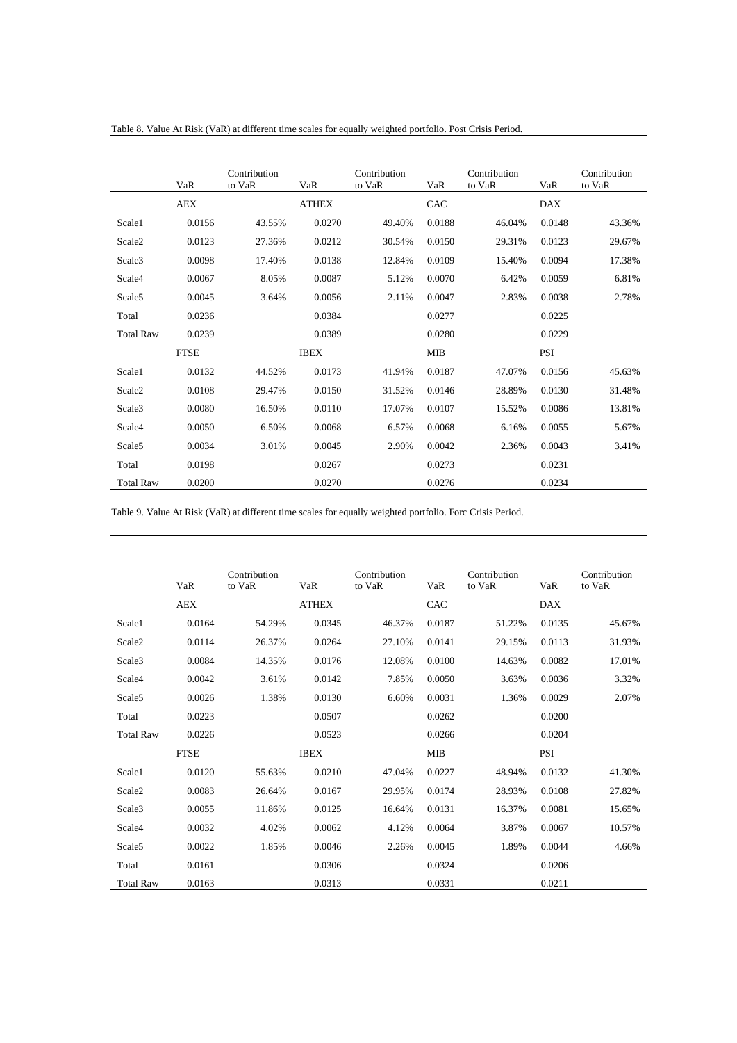Table 8. Value At Risk (VaR) at different time scales for equally weighted portfolio. Post Crisis Period.

| | VaR | Contribution to VaR | VaR | Contribution to VaR | VaR | Contribution to VaR | VaR | Contribution to VaR |
|---|---|---|---|---|---|---|---|---|
| | AEX | | ATHEX | | CAC | | DAX | |
| Scale1 | 0.0156 | 43.55% | 0.0270 | 49.40% | 0.0188 | 46.04% | 0.0148 | 43.36% |
| Scale2 | 0.0123 | 27.36% | 0.0212 | 30.54% | 0.0150 | 29.31% | 0.0123 | 29.67% |
| Scale3 | 0.0098 | 17.40% | 0.0138 | 12.84% | 0.0109 | 15.40% | 0.0094 | 17.38% |
| Scale4 | 0.0067 | 8.05% | 0.0087 | 5.12% | 0.0070 | 6.42% | 0.0059 | 6.81% |
| Scale5 | 0.0045 | 3.64% | 0.0056 | 2.11% | 0.0047 | 2.83% | 0.0038 | 2.78% |
| Total | 0.0236 | | 0.0384 | | 0.0277 | | 0.0225 | |
| Total Raw | 0.0239 | | 0.0389 | | 0.0280 | | 0.0229 | |
| | FTSE | | IBEX | | MIB | | PSI | |
| Scale1 | 0.0132 | 44.52% | 0.0173 | 41.94% | 0.0187 | 47.07% | 0.0156 | 45.63% |
| Scale2 | 0.0108 | 29.47% | 0.0150 | 31.52% | 0.0146 | 28.89% | 0.0130 | 31.48% |
| Scale3 | 0.0080 | 16.50% | 0.0110 | 17.07% | 0.0107 | 15.52% | 0.0086 | 13.81% |
| Scale4 | 0.0050 | 6.50% | 0.0068 | 6.57% | 0.0068 | 6.16% | 0.0055 | 5.67% |
| Scale5 | 0.0034 | 3.01% | 0.0045 | 2.90% | 0.0042 | 2.36% | 0.0043 | 3.41% |
| Total | 0.0198 | | 0.0267 | | 0.0273 | | 0.0231 | |
| Total Raw | 0.0200 | | 0.0270 | | 0.0276 | | 0.0234 | |

Table 9. Value At Risk (VaR) at different time scales for equally weighted portfolio. Forc Crisis Period.

| | VaR | Contribution to VaR | VaR | Contribution to VaR | VaR | Contribution to VaR | VaR | Contribution to VaR |
|---|---|---|---|---|---|---|---|---|
| | AEX | | ATHEX | | CAC | | DAX | |
| Scale1 | 0.0164 | 54.29% | 0.0345 | 46.37% | 0.0187 | 51.22% | 0.0135 | 45.67% |
| Scale2 | 0.0114 | 26.37% | 0.0264 | 27.10% | 0.0141 | 29.15% | 0.0113 | 31.93% |
| Scale3 | 0.0084 | 14.35% | 0.0176 | 12.08% | 0.0100 | 14.63% | 0.0082 | 17.01% |
| Scale4 | 0.0042 | 3.61% | 0.0142 | 7.85% | 0.0050 | 3.63% | 0.0036 | 3.32% |
| Scale5 | 0.0026 | 1.38% | 0.0130 | 6.60% | 0.0031 | 1.36% | 0.0029 | 2.07% |
| Total | 0.0223 | | 0.0507 | | 0.0262 | | 0.0200 | |
| Total Raw | 0.0226 | | 0.0523 | | 0.0266 | | 0.0204 | |
| | FTSE | | IBEX | | MIB | | PSI | |
| Scale1 | 0.0120 | 55.63% | 0.0210 | 47.04% | 0.0227 | 48.94% | 0.0132 | 41.30% |
| Scale2 | 0.0083 | 26.64% | 0.0167 | 29.95% | 0.0174 | 28.93% | 0.0108 | 27.82% |
| Scale3 | 0.0055 | 11.86% | 0.0125 | 16.64% | 0.0131 | 16.37% | 0.0081 | 15.65% |
| Scale4 | 0.0032 | 4.02% | 0.0062 | 4.12% | 0.0064 | 3.87% | 0.0067 | 10.57% |
| Scale5 | 0.0022 | 1.85% | 0.0046 | 2.26% | 0.0045 | 1.89% | 0.0044 | 4.66% |
| Total | 0.0161 | | 0.0306 | | 0.0324 | | 0.0206 | |
| Total Raw | 0.0163 | | 0.0313 | | 0.0331 | | 0.0211 | |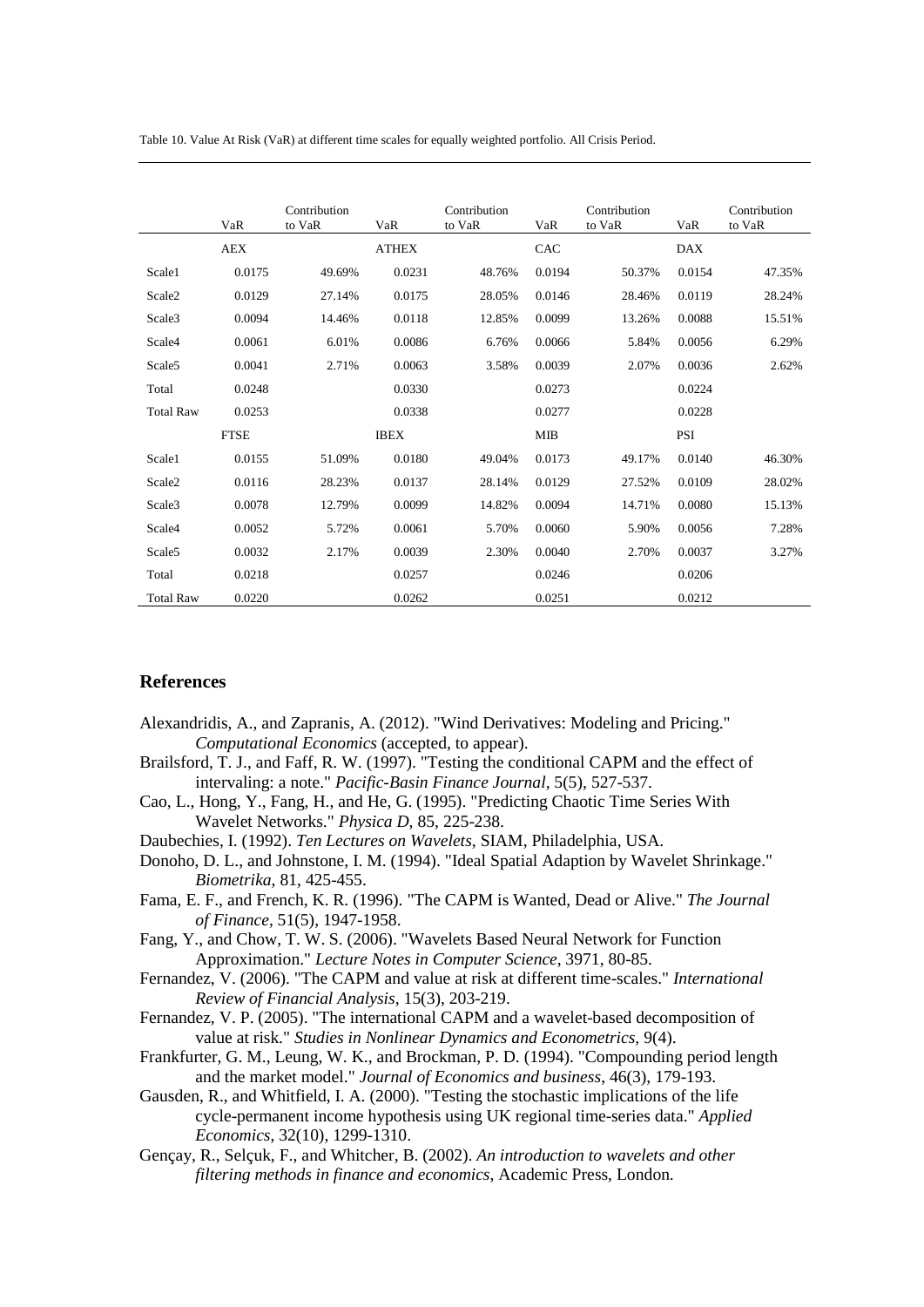Table 10. Value At Risk (VaR) at different time scales for equally weighted portfolio. All Crisis Period.

| | VaR | Contribution to VaR | VaR | Contribution to VaR | VaR | Contribution to VaR | VaR | Contribution to VaR |
|---|---|---|---|---|---|---|---|---|
| | AEX | | ATHEX | | CAC | | DAX | |
| Scale1 | 0.0175 | 49.69% | 0.0231 | 48.76% | 0.0194 | 50.37% | 0.0154 | 47.35% |
| Scale2 | 0.0129 | 27.14% | 0.0175 | 28.05% | 0.0146 | 28.46% | 0.0119 | 28.24% |
| Scale3 | 0.0094 | 14.46% | 0.0118 | 12.85% | 0.0099 | 13.26% | 0.0088 | 15.51% |
| Scale4 | 0.0061 | 6.01% | 0.0086 | 6.76% | 0.0066 | 5.84% | 0.0056 | 6.29% |
| Scale5 | 0.0041 | 2.71% | 0.0063 | 3.58% | 0.0039 | 2.07% | 0.0036 | 2.62% |
| Total | 0.0248 | | 0.0330 | | 0.0273 | | 0.0224 | |
| Total Raw | 0.0253 | | 0.0338 | | 0.0277 | | 0.0228 | |
| | FTSE | | IBEX | | MIB | | PSI | |
| Scale1 | 0.0155 | 51.09% | 0.0180 | 49.04% | 0.0173 | 49.17% | 0.0140 | 46.30% |
| Scale2 | 0.0116 | 28.23% | 0.0137 | 28.14% | 0.0129 | 27.52% | 0.0109 | 28.02% |
| Scale3 | 0.0078 | 12.79% | 0.0099 | 14.82% | 0.0094 | 14.71% | 0.0080 | 15.13% |
| Scale4 | 0.0052 | 5.72% | 0.0061 | 5.70% | 0.0060 | 5.90% | 0.0056 | 7.28% |
| Scale5 | 0.0032 | 2.17% | 0.0039 | 2.30% | 0.0040 | 2.70% | 0.0037 | 3.27% |
| Total | 0.0218 | | 0.0257 | | 0.0246 | | 0.0206 | |
| Total Raw | 0.0220 | | 0.0262 | | 0.0251 | | 0.0212 | |

## References

Alexandridis, A., and Zapranis, A. (2012). "Wind Derivatives: Modeling and Pricing." *Computational Economics* (accepted, to appear).

Brailsford, T. J., and Faff, R. W. (1997). "Testing the conditional CAPM and the effect of intervaling: a note." *Pacific-Basin Finance Journal*, 5(5), 527-537.

Cao, L., Hong, Y., Fang, H., and He, G. (1995). "Predicting Chaotic Time Series With Wavelet Networks." *Physica D*, 85, 225-238.

Daubechies, I. (1992). *Ten Lectures on Wavelets*, SIAM, Philadelphia, USA.

Donoho, D. L., and Johnstone, I. M. (1994). "Ideal Spatial Adaption by Wavelet Shrinkage." *Biometrika*, 81, 425-455.

Fama, E. F., and French, K. R. (1996). "The CAPM is Wanted, Dead or Alive." *The Journal of Finance*, 51(5), 1947-1958.

Fang, Y., and Chow, T. W. S. (2006). "Wavelets Based Neural Network for Function Approximation." *Lecture Notes in Computer Science*, 3971, 80-85.

Fernandez, V. (2006). "The CAPM and value at risk at different time-scales." *International Review of Financial Analysis*, 15(3), 203-219.

Fernandez, V. P. (2005). "The international CAPM and a wavelet-based decomposition of value at risk." *Studies in Nonlinear Dynamics and Econometrics*, 9(4).

Frankfurter, G. M., Leung, W. K., and Brockman, P. D. (1994). "Compounding period length and the market model." *Journal of Economics and business*, 46(3), 179-193.

Gausden, R., and Whitfield, I. A. (2000). "Testing the stochastic implications of the life cycle-permanent income hypothesis using UK regional time-series data." *Applied Economics*, 32(10), 1299-1310.

Gençay, R., Selçuk, F., and Whitcher, B. (2002). *An introduction to wavelets and other filtering methods in finance and economics*, Academic Press, London.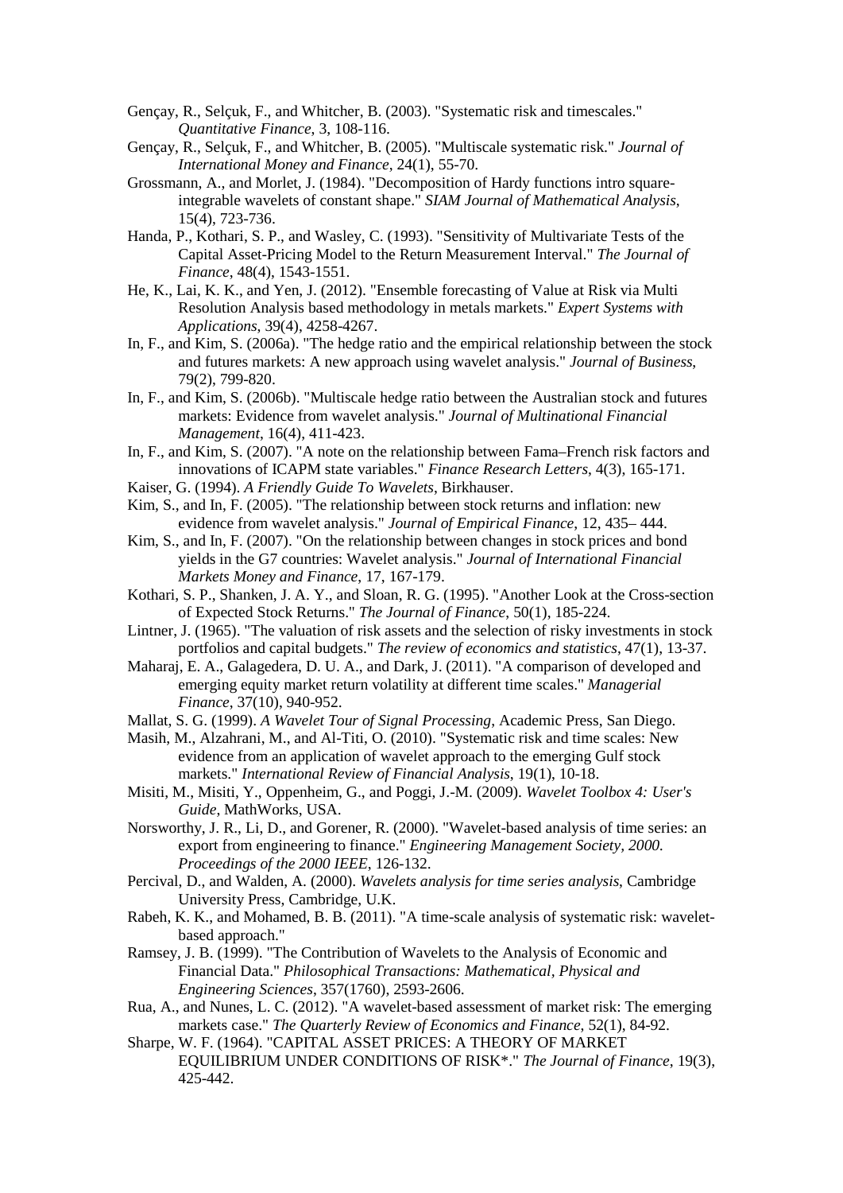Gençay, R., Selçuk, F., and Whitcher, B. (2003). "Systematic risk and timescales." *Quantitative Finance*, 3, 108-116.

Gençay, R., Selçuk, F., and Whitcher, B. (2005). "Multiscale systematic risk." *Journal of International Money and Finance*, 24(1), 55-70.

Grossmann, A., and Morlet, J. (1984). "Decomposition of Hardy functions intro square-integrable wavelets of constant shape." *SIAM Journal of Mathematical Analysis*, 15(4), 723-736.

Handa, P., Kothari, S. P., and Wasley, C. (1993). "Sensitivity of Multivariate Tests of the Capital Asset-Pricing Model to the Return Measurement Interval." *The Journal of Finance*, 48(4), 1543-1551.

He, K., Lai, K. K., and Yen, J. (2012). "Ensemble forecasting of Value at Risk via Multi Resolution Analysis based methodology in metals markets." *Expert Systems with Applications*, 39(4), 4258-4267.

In, F., and Kim, S. (2006a). "The hedge ratio and the empirical relationship between the stock and futures markets: A new approach using wavelet analysis." *Journal of Business*, 79(2), 799-820.

In, F., and Kim, S. (2006b). "Multiscale hedge ratio between the Australian stock and futures markets: Evidence from wavelet analysis." *Journal of Multinational Financial Management*, 16(4), 411-423.

In, F., and Kim, S. (2007). "A note on the relationship between Fama–French risk factors and innovations of ICAPM state variables." *Finance Research Letters*, 4(3), 165-171.

Kaiser, G. (1994). *A Friendly Guide To Wavelets*, Birkhauser.

Kim, S., and In, F. (2005). "The relationship between stock returns and inflation: new evidence from wavelet analysis." *Journal of Empirical Finance*, 12, 435– 444.

Kim, S., and In, F. (2007). "On the relationship between changes in stock prices and bond yields in the G7 countries: Wavelet analysis." *Journal of International Financial Markets Money and Finance*, 17, 167-179.

Kothari, S. P., Shanken, J. A. Y., and Sloan, R. G. (1995). "Another Look at the Cross-section of Expected Stock Returns." *The Journal of Finance*, 50(1), 185-224.

Lintner, J. (1965). "The valuation of risk assets and the selection of risky investments in stock portfolios and capital budgets." *The review of economics and statistics*, 47(1), 13-37.

Maharaj, E. A., Galagedera, D. U. A., and Dark, J. (2011). "A comparison of developed and emerging equity market return volatility at different time scales." *Managerial Finance*, 37(10), 940-952.

Mallat, S. G. (1999). *A Wavelet Tour of Signal Processing*, Academic Press, San Diego.

Masih, M., Alzahrani, M., and Al-Titi, O. (2010). "Systematic risk and time scales: New evidence from an application of wavelet approach to the emerging Gulf stock markets." *International Review of Financial Analysis*, 19(1), 10-18.

Misiti, M., Misiti, Y., Oppenheim, G., and Poggi, J.-M. (2009). *Wavelet Toolbox 4: User's Guide*, MathWorks, USA.

Norsworthy, J. R., Li, D., and Gorener, R. (2000). "Wavelet-based analysis of time series: an export from engineering to finance." *Engineering Management Society, 2000. Proceedings of the 2000 IEEE*, 126-132.

Percival, D., and Walden, A. (2000). *Wavelets analysis for time series analysis*, Cambridge University Press, Cambridge, U.K.

Rabeh, K. K., and Mohamed, B. B. (2011). "A time-scale analysis of systematic risk: wavelet-based approach."

Ramsey, J. B. (1999). "The Contribution of Wavelets to the Analysis of Economic and Financial Data." *Philosophical Transactions: Mathematical, Physical and Engineering Sciences*, 357(1760), 2593-2606.

Rua, A., and Nunes, L. C. (2012). "A wavelet-based assessment of market risk: The emerging markets case." *The Quarterly Review of Economics and Finance*, 52(1), 84-92.

Sharpe, W. F. (1964). "CAPITAL ASSET PRICES: A THEORY OF MARKET EQUILIBRIUM UNDER CONDITIONS OF RISK*." *The Journal of Finance*, 19(3), 425-442.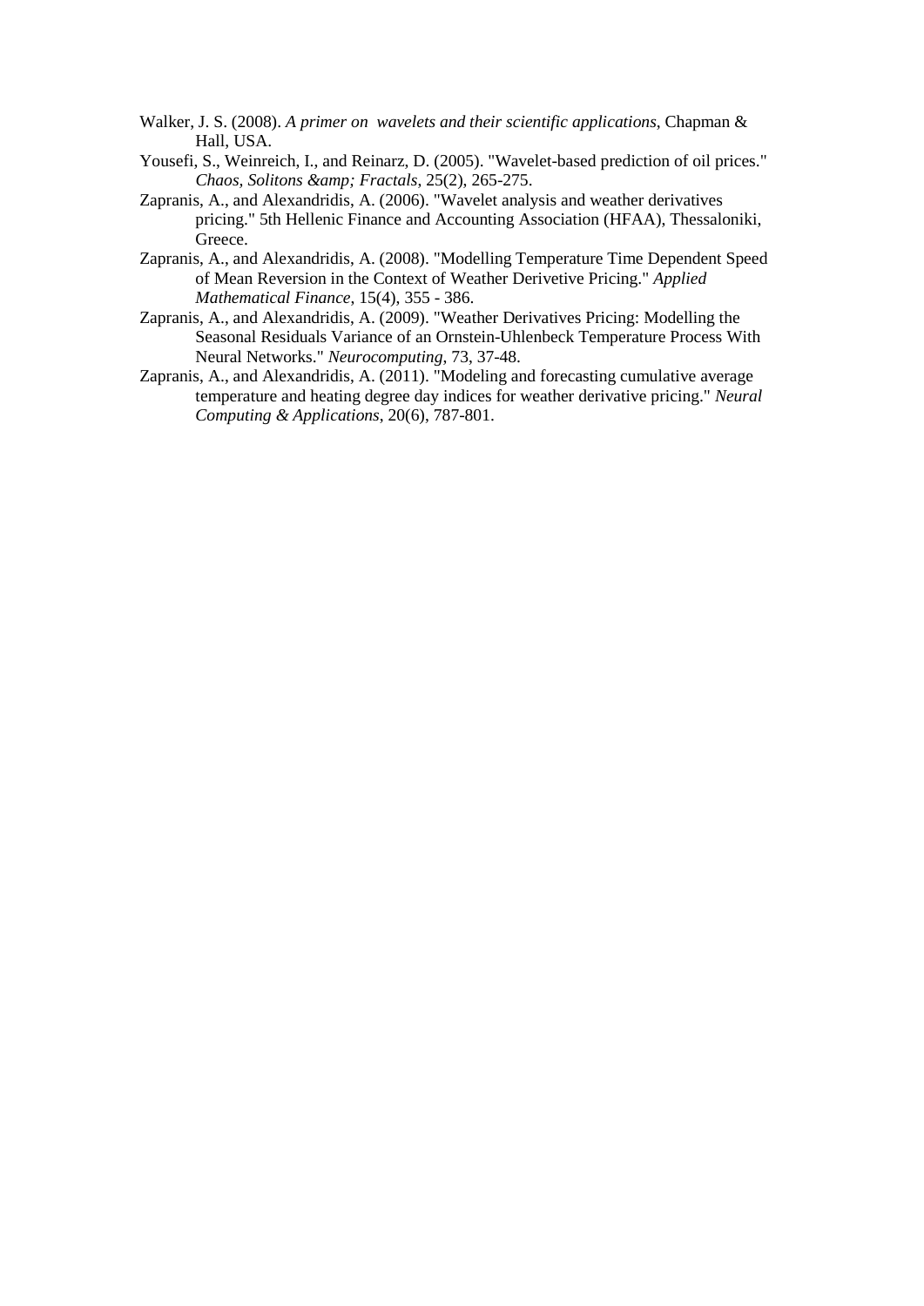Walker, J. S. (2008). *A primer on wavelets and their scientific applications*, Chapman & Hall, USA.

Yousefi, S., Weinreich, I., and Reinarz, D. (2005). "Wavelet-based prediction of oil prices." *Chaos, Solitons &amp; Fractals*, 25(2), 265-275.

Zapranis, A., and Alexandridis, A. (2006). "Wavelet analysis and weather derivatives pricing." 5th Hellenic Finance and Accounting Association (HFAA), Thessaloniki, Greece.

Zapranis, A., and Alexandridis, A. (2008). "Modelling Temperature Time Dependent Speed of Mean Reversion in the Context of Weather Derivetive Pricing." *Applied Mathematical Finance*, 15(4), 355 - 386.

Zapranis, A., and Alexandridis, A. (2009). "Weather Derivatives Pricing: Modelling the Seasonal Residuals Variance of an Ornstein-Uhlenbeck Temperature Process With Neural Networks." *Neurocomputing*, 73, 37-48.

Zapranis, A., and Alexandridis, A. (2011). "Modeling and forecasting cumulative average temperature and heating degree day indices for weather derivative pricing." *Neural Computing & Applications*, 20(6), 787-801.